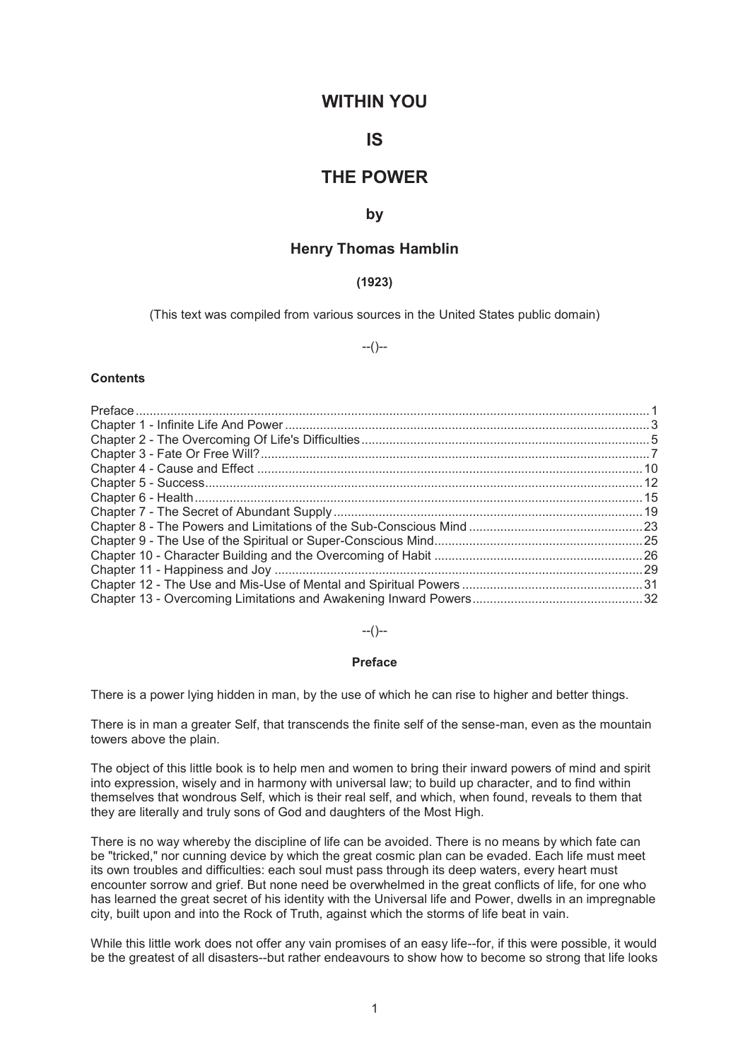# WITHIN YOU

# IS

# THE POWER

### by

### Henry Thomas Hamblin

**(1923)**

(This text was compiled from various sources in the United States public domain)

--()--

**Contents**

Preface ... 1
Chapter 1 - Infinite Life And Power ... 3
Chapter 2 - The Overcoming Of Life's Difficulties ... 5
Chapter 3 - Fate Or Free Will? ... 7
Chapter 4 - Cause and Effect ... 10
Chapter 5 - Success ... 12
Chapter 6 - Health ... 15
Chapter 7 - The Secret of Abundant Supply ... 19
Chapter 8 - The Powers and Limitations of the Sub-Conscious Mind ... 23
Chapter 9 - The Use of the Spiritual or Super-Conscious Mind ... 25
Chapter 10 - Character Building and the Overcoming of Habit ... 26
Chapter 11 - Happiness and Joy ... 29
Chapter 12 - The Use and Mis-Use of Mental and Spiritual Powers ... 31
Chapter 13 - Overcoming Limitations and Awakening Inward Powers ... 32

--()--

## Preface

There is a power lying hidden in man, by the use of which he can rise to higher and better things.

There is in man a greater Self, that transcends the finite self of the sense-man, even as the mountain towers above the plain.

The object of this little book is to help men and women to bring their inward powers of mind and spirit into expression, wisely and in harmony with universal law; to build up character, and to find within themselves that wondrous Self, which is their real self, and which, when found, reveals to them that they are literally and truly sons of God and daughters of the Most High.

There is no way whereby the discipline of life can be avoided. There is no means by which fate can be "tricked," nor cunning device by which the great cosmic plan can be evaded. Each life must meet its own troubles and difficulties: each soul must pass through its deep waters, every heart must encounter sorrow and grief. But none need be overwhelmed in the great conflicts of life, for one who has learned the great secret of his identity with the Universal life and Power, dwells in an impregnable city, built upon and into the Rock of Truth, against which the storms of life beat in vain.

While this little work does not offer any vain promises of an easy life--for, if this were possible, it would be the greatest of all disasters--but rather endeavours to show how to become so strong that life looks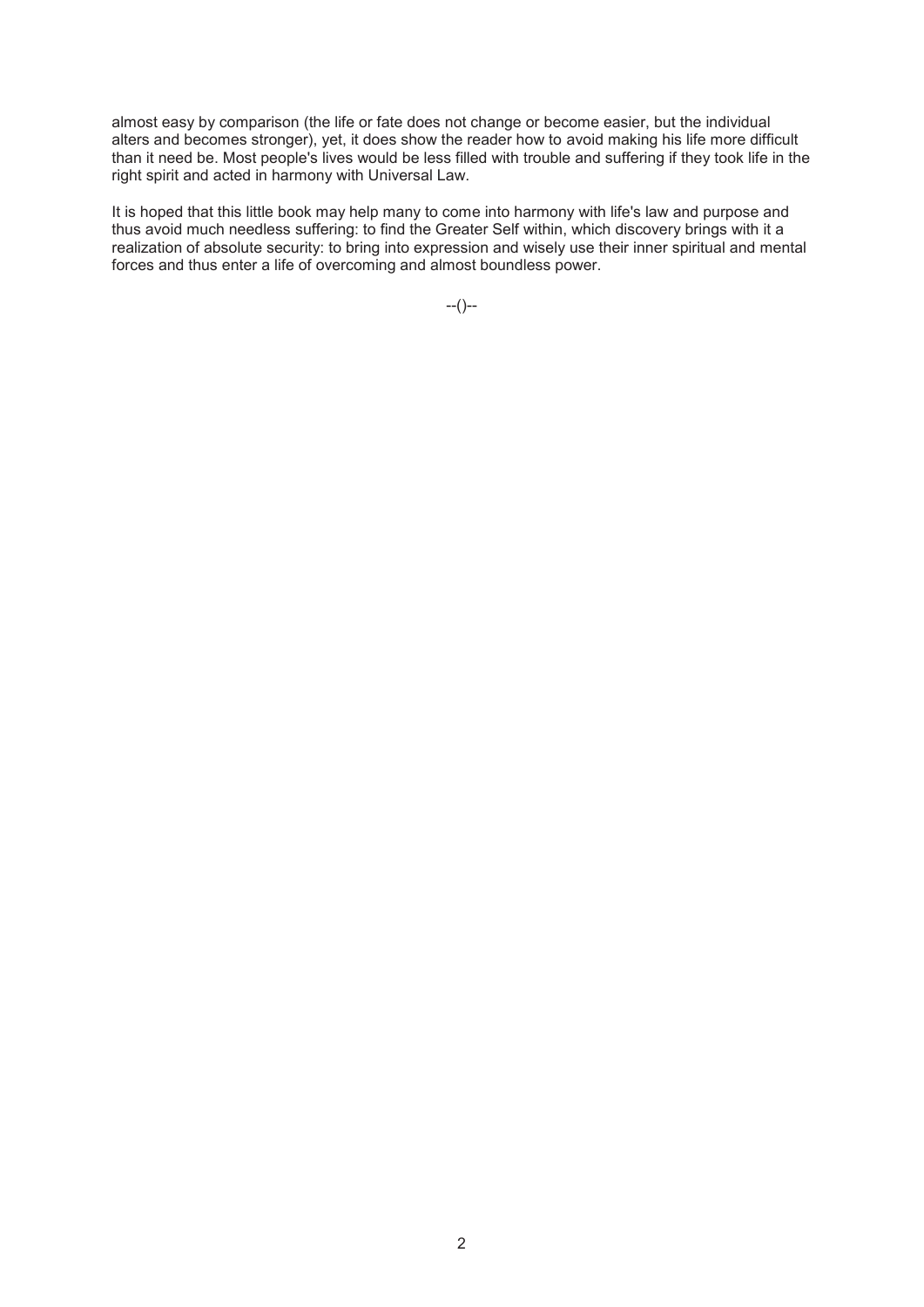almost easy by comparison (the life or fate does not change or become easier, but the individual alters and becomes stronger), yet, it does show the reader how to avoid making his life more difficult than it need be. Most people's lives would be less filled with trouble and suffering if they took life in the right spirit and acted in harmony with Universal Law.

It is hoped that this little book may help many to come into harmony with life's law and purpose and thus avoid much needless suffering: to find the Greater Self within, which discovery brings with it a realization of absolute security: to bring into expression and wisely use their inner spiritual and mental forces and thus enter a life of overcoming and almost boundless power.

--()--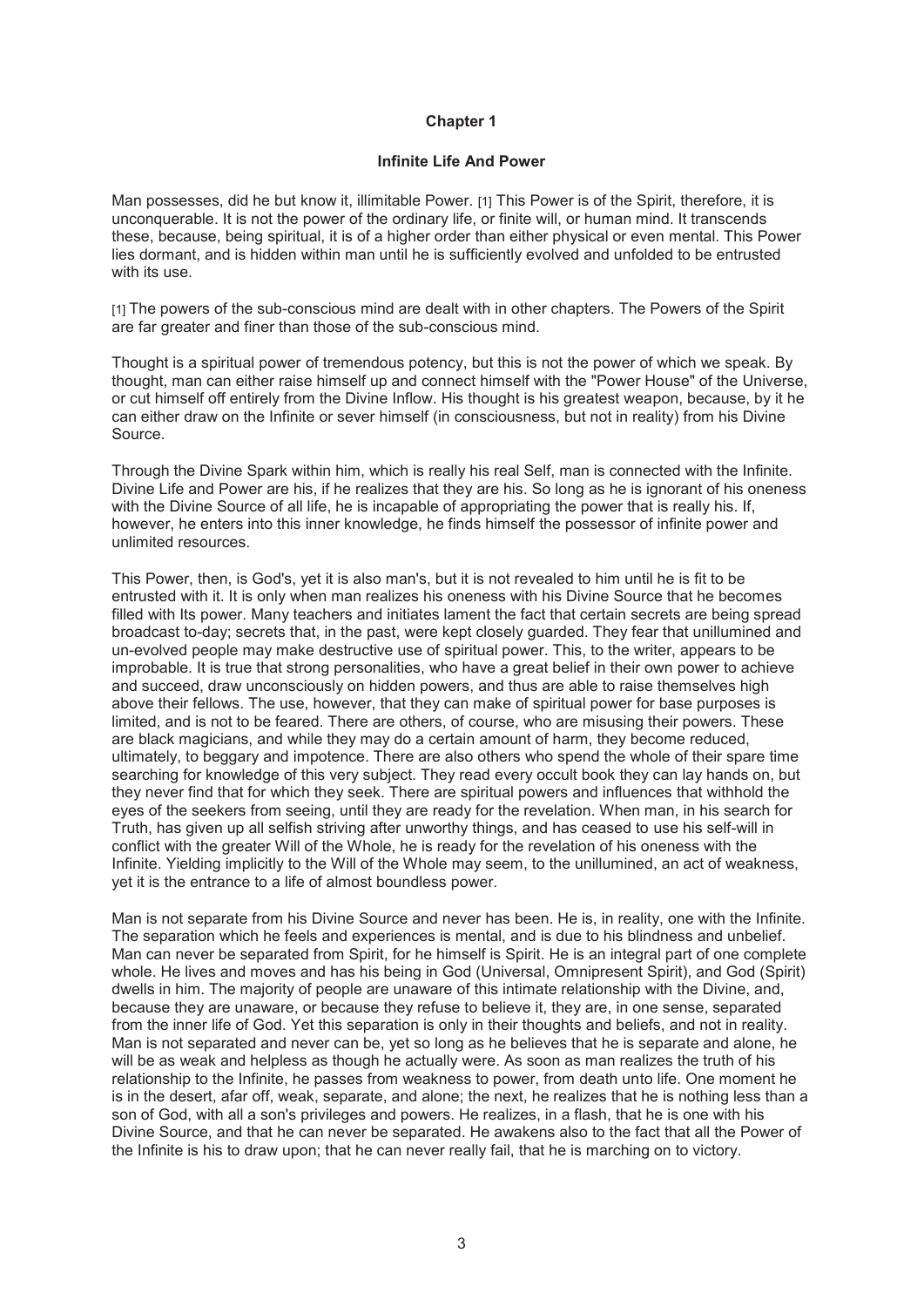# Chapter 1

## Infinite Life And Power

Man possesses, did he but know it, illimitable Power. [1] This Power is of the Spirit, therefore, it is unconquerable. It is not the power of the ordinary life, or finite will, or human mind. It transcends these, because, being spiritual, it is of a higher order than either physical or even mental. This Power lies dormant, and is hidden within man until he is sufficiently evolved and unfolded to be entrusted with its use.

[1] The powers of the sub-conscious mind are dealt with in other chapters. The Powers of the Spirit are far greater and finer than those of the sub-conscious mind.

Thought is a spiritual power of tremendous potency, but this is not the power of which we speak. By thought, man can either raise himself up and connect himself with the "Power House" of the Universe, or cut himself off entirely from the Divine Inflow. His thought is his greatest weapon, because, by it he can either draw on the Infinite or sever himself (in consciousness, but not in reality) from his Divine Source.

Through the Divine Spark within him, which is really his real Self, man is connected with the Infinite. Divine Life and Power are his, if he realizes that they are his. So long as he is ignorant of his oneness with the Divine Source of all life, he is incapable of appropriating the power that is really his. If, however, he enters into this inner knowledge, he finds himself the possessor of infinite power and unlimited resources.

This Power, then, is God's, yet it is also man's, but it is not revealed to him until he is fit to be entrusted with it. It is only when man realizes his oneness with his Divine Source that he becomes filled with Its power. Many teachers and initiates lament the fact that certain secrets are being spread broadcast to-day; secrets that, in the past, were kept closely guarded. They fear that unillumined and un-evolved people may make destructive use of spiritual power. This, to the writer, appears to be improbable. It is true that strong personalities, who have a great belief in their own power to achieve and succeed, draw unconsciously on hidden powers, and thus are able to raise themselves high above their fellows. The use, however, that they can make of spiritual power for base purposes is limited, and is not to be feared. There are others, of course, who are misusing their powers. These are black magicians, and while they may do a certain amount of harm, they become reduced, ultimately, to beggary and impotence. There are also others who spend the whole of their spare time searching for knowledge of this very subject. They read every occult book they can lay hands on, but they never find that for which they seek. There are spiritual powers and influences that withhold the eyes of the seekers from seeing, until they are ready for the revelation. When man, in his search for Truth, has given up all selfish striving after unworthy things, and has ceased to use his self-will in conflict with the greater Will of the Whole, he is ready for the revelation of his oneness with the Infinite. Yielding implicitly to the Will of the Whole may seem, to the unillumined, an act of weakness, yet it is the entrance to a life of almost boundless power.

Man is not separate from his Divine Source and never has been. He is, in reality, one with the Infinite. The separation which he feels and experiences is mental, and is due to his blindness and unbelief. Man can never be separated from Spirit, for he himself is Spirit. He is an integral part of one complete whole. He lives and moves and has his being in God (Universal, Omnipresent Spirit), and God (Spirit) dwells in him. The majority of people are unaware of this intimate relationship with the Divine, and, because they are unaware, or because they refuse to believe it, they are, in one sense, separated from the inner life of God. Yet this separation is only in their thoughts and beliefs, and not in reality. Man is not separated and never can be, yet so long as he believes that he is separate and alone, he will be as weak and helpless as though he actually were. As soon as man realizes the truth of his relationship to the Infinite, he passes from weakness to power, from death unto life. One moment he is in the desert, afar off, weak, separate, and alone; the next, he realizes that he is nothing less than a son of God, with all a son's privileges and powers. He realizes, in a flash, that he is one with his Divine Source, and that he can never be separated. He awakens also to the fact that all the Power of the Infinite is his to draw upon; that he can never really fail, that he is marching on to victory.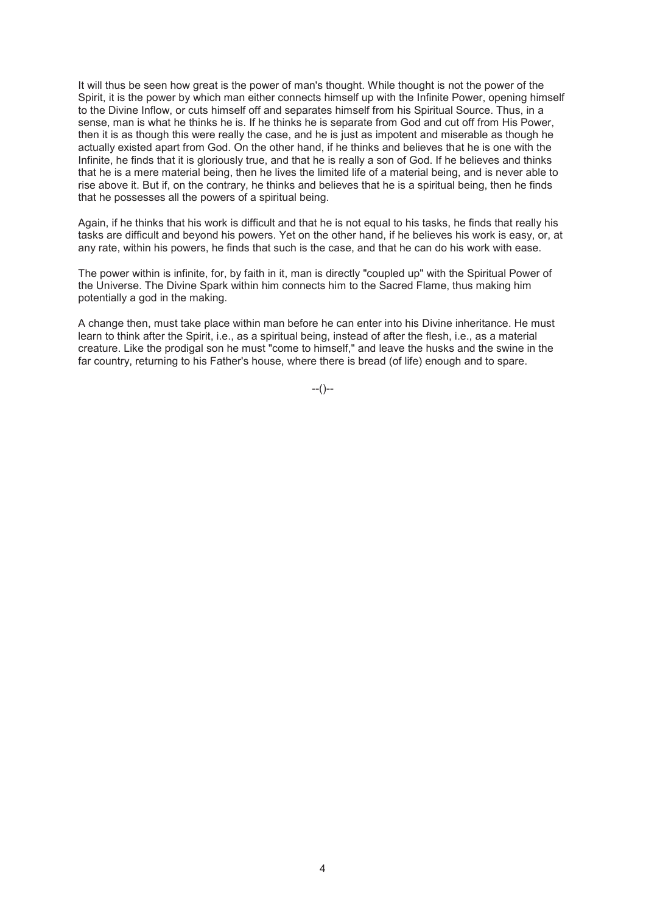It will thus be seen how great is the power of man's thought. While thought is not the power of the Spirit, it is the power by which man either connects himself up with the Infinite Power, opening himself to the Divine Inflow, or cuts himself off and separates himself from his Spiritual Source. Thus, in a sense, man is what he thinks he is. If he thinks he is separate from God and cut off from His Power, then it is as though this were really the case, and he is just as impotent and miserable as though he actually existed apart from God. On the other hand, if he thinks and believes that he is one with the Infinite, he finds that it is gloriously true, and that he is really a son of God. If he believes and thinks that he is a mere material being, then he lives the limited life of a material being, and is never able to rise above it. But if, on the contrary, he thinks and believes that he is a spiritual being, then he finds that he possesses all the powers of a spiritual being.

Again, if he thinks that his work is difficult and that he is not equal to his tasks, he finds that really his tasks are difficult and beyond his powers. Yet on the other hand, if he believes his work is easy, or, at any rate, within his powers, he finds that such is the case, and that he can do his work with ease.

The power within is infinite, for, by faith in it, man is directly "coupled up" with the Spiritual Power of the Universe. The Divine Spark within him connects him to the Sacred Flame, thus making him potentially a god in the making.

A change then, must take place within man before he can enter into his Divine inheritance. He must learn to think after the Spirit, i.e., as a spiritual being, instead of after the flesh, i.e., as a material creature. Like the prodigal son he must "come to himself," and leave the husks and the swine in the far country, returning to his Father's house, where there is bread (of life) enough and to spare.

--()--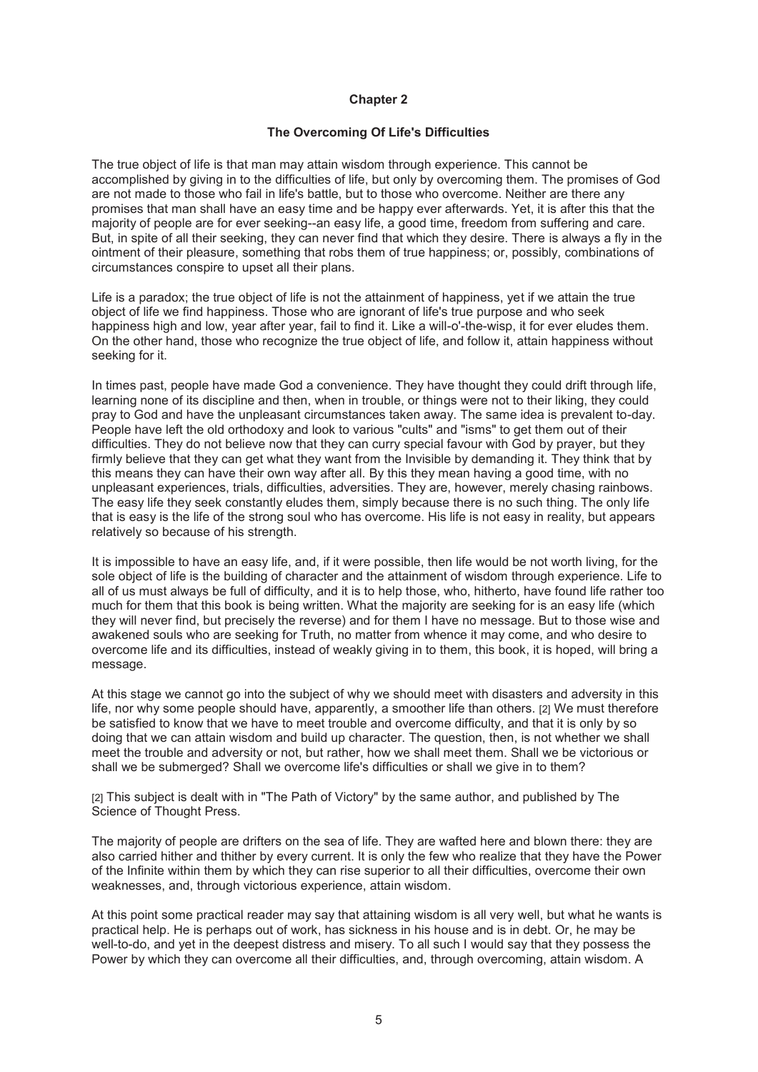# Chapter 2

## The Overcoming Of Life's Difficulties

The true object of life is that man may attain wisdom through experience. This cannot be accomplished by giving in to the difficulties of life, but only by overcoming them. The promises of God are not made to those who fail in life's battle, but to those who overcome. Neither are there any promises that man shall have an easy time and be happy ever afterwards. Yet, it is after this that the majority of people are for ever seeking--an easy life, a good time, freedom from suffering and care. But, in spite of all their seeking, they can never find that which they desire. There is always a fly in the ointment of their pleasure, something that robs them of true happiness; or, possibly, combinations of circumstances conspire to upset all their plans.

Life is a paradox; the true object of life is not the attainment of happiness, yet if we attain the true object of life we find happiness. Those who are ignorant of life's true purpose and who seek happiness high and low, year after year, fail to find it. Like a will-o'-the-wisp, it for ever eludes them. On the other hand, those who recognize the true object of life, and follow it, attain happiness without seeking for it.

In times past, people have made God a convenience. They have thought they could drift through life, learning none of its discipline and then, when in trouble, or things were not to their liking, they could pray to God and have the unpleasant circumstances taken away. The same idea is prevalent to-day. People have left the old orthodoxy and look to various "cults" and "isms" to get them out of their difficulties. They do not believe now that they can curry special favour with God by prayer, but they firmly believe that they can get what they want from the Invisible by demanding it. They think that by this means they can have their own way after all. By this they mean having a good time, with no unpleasant experiences, trials, difficulties, adversities. They are, however, merely chasing rainbows. The easy life they seek constantly eludes them, simply because there is no such thing. The only life that is easy is the life of the strong soul who has overcome. His life is not easy in reality, but appears relatively so because of his strength.

It is impossible to have an easy life, and, if it were possible, then life would be not worth living, for the sole object of life is the building of character and the attainment of wisdom through experience. Life to all of us must always be full of difficulty, and it is to help those, who, hitherto, have found life rather too much for them that this book is being written. What the majority are seeking for is an easy life (which they will never find, but precisely the reverse) and for them I have no message. But to those wise and awakened souls who are seeking for Truth, no matter from whence it may come, and who desire to overcome life and its difficulties, instead of weakly giving in to them, this book, it is hoped, will bring a message.

At this stage we cannot go into the subject of why we should meet with disasters and adversity in this life, nor why some people should have, apparently, a smoother life than others. [2] We must therefore be satisfied to know that we have to meet trouble and overcome difficulty, and that it is only by so doing that we can attain wisdom and build up character. The question, then, is not whether we shall meet the trouble and adversity or not, but rather, how we shall meet them. Shall we be victorious or shall we be submerged? Shall we overcome life's difficulties or shall we give in to them?

[2] This subject is dealt with in "The Path of Victory" by the same author, and published by The Science of Thought Press.

The majority of people are drifters on the sea of life. They are wafted here and blown there: they are also carried hither and thither by every current. It is only the few who realize that they have the Power of the Infinite within them by which they can rise superior to all their difficulties, overcome their own weaknesses, and, through victorious experience, attain wisdom.

At this point some practical reader may say that attaining wisdom is all very well, but what he wants is practical help. He is perhaps out of work, has sickness in his house and is in debt. Or, he may be well-to-do, and yet in the deepest distress and misery. To all such I would say that they possess the Power by which they can overcome all their difficulties, and, through overcoming, attain wisdom. A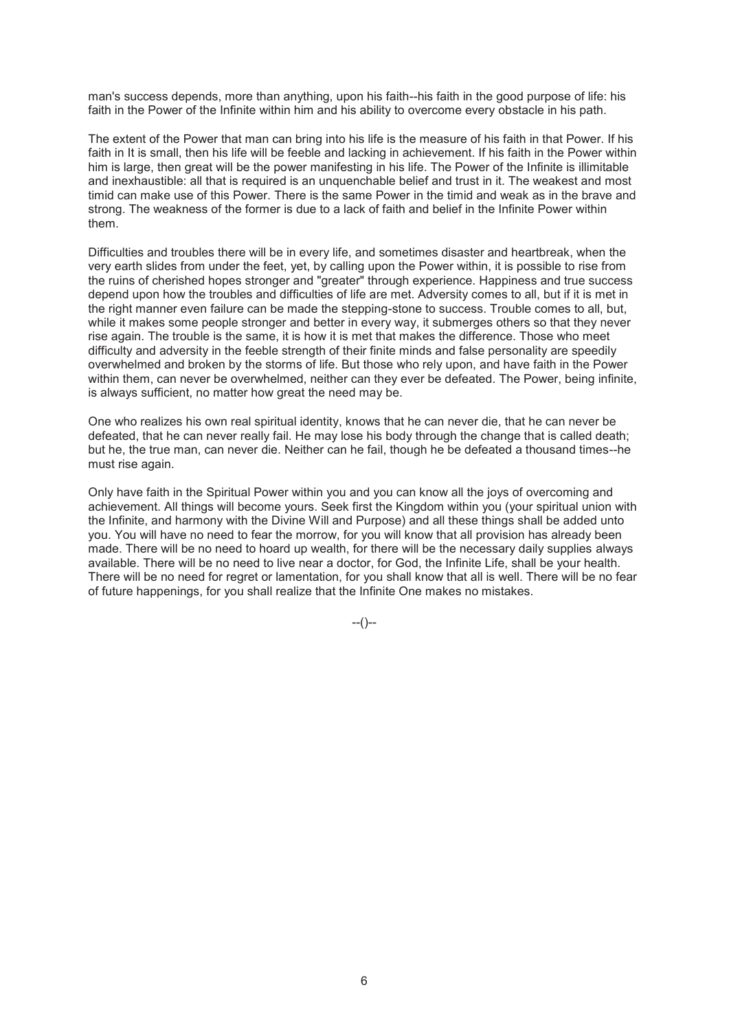man's success depends, more than anything, upon his faith--his faith in the good purpose of life: his faith in the Power of the Infinite within him and his ability to overcome every obstacle in his path.

The extent of the Power that man can bring into his life is the measure of his faith in that Power. If his faith in It is small, then his life will be feeble and lacking in achievement. If his faith in the Power within him is large, then great will be the power manifesting in his life. The Power of the Infinite is illimitable and inexhaustible: all that is required is an unquenchable belief and trust in it. The weakest and most timid can make use of this Power. There is the same Power in the timid and weak as in the brave and strong. The weakness of the former is due to a lack of faith and belief in the Infinite Power within them.

Difficulties and troubles there will be in every life, and sometimes disaster and heartbreak, when the very earth slides from under the feet, yet, by calling upon the Power within, it is possible to rise from the ruins of cherished hopes stronger and "greater" through experience. Happiness and true success depend upon how the troubles and difficulties of life are met. Adversity comes to all, but if it is met in the right manner even failure can be made the stepping-stone to success. Trouble comes to all, but, while it makes some people stronger and better in every way, it submerges others so that they never rise again. The trouble is the same, it is how it is met that makes the difference. Those who meet difficulty and adversity in the feeble strength of their finite minds and false personality are speedily overwhelmed and broken by the storms of life. But those who rely upon, and have faith in the Power within them, can never be overwhelmed, neither can they ever be defeated. The Power, being infinite, is always sufficient, no matter how great the need may be.

One who realizes his own real spiritual identity, knows that he can never die, that he can never be defeated, that he can never really fail. He may lose his body through the change that is called death; but he, the true man, can never die. Neither can he fail, though he be defeated a thousand times--he must rise again.

Only have faith in the Spiritual Power within you and you can know all the joys of overcoming and achievement. All things will become yours. Seek first the Kingdom within you (your spiritual union with the Infinite, and harmony with the Divine Will and Purpose) and all these things shall be added unto you. You will have no need to fear the morrow, for you will know that all provision has already been made. There will be no need to hoard up wealth, for there will be the necessary daily supplies always available. There will be no need to live near a doctor, for God, the Infinite Life, shall be your health. There will be no need for regret or lamentation, for you shall know that all is well. There will be no fear of future happenings, for you shall realize that the Infinite One makes no mistakes.

--()--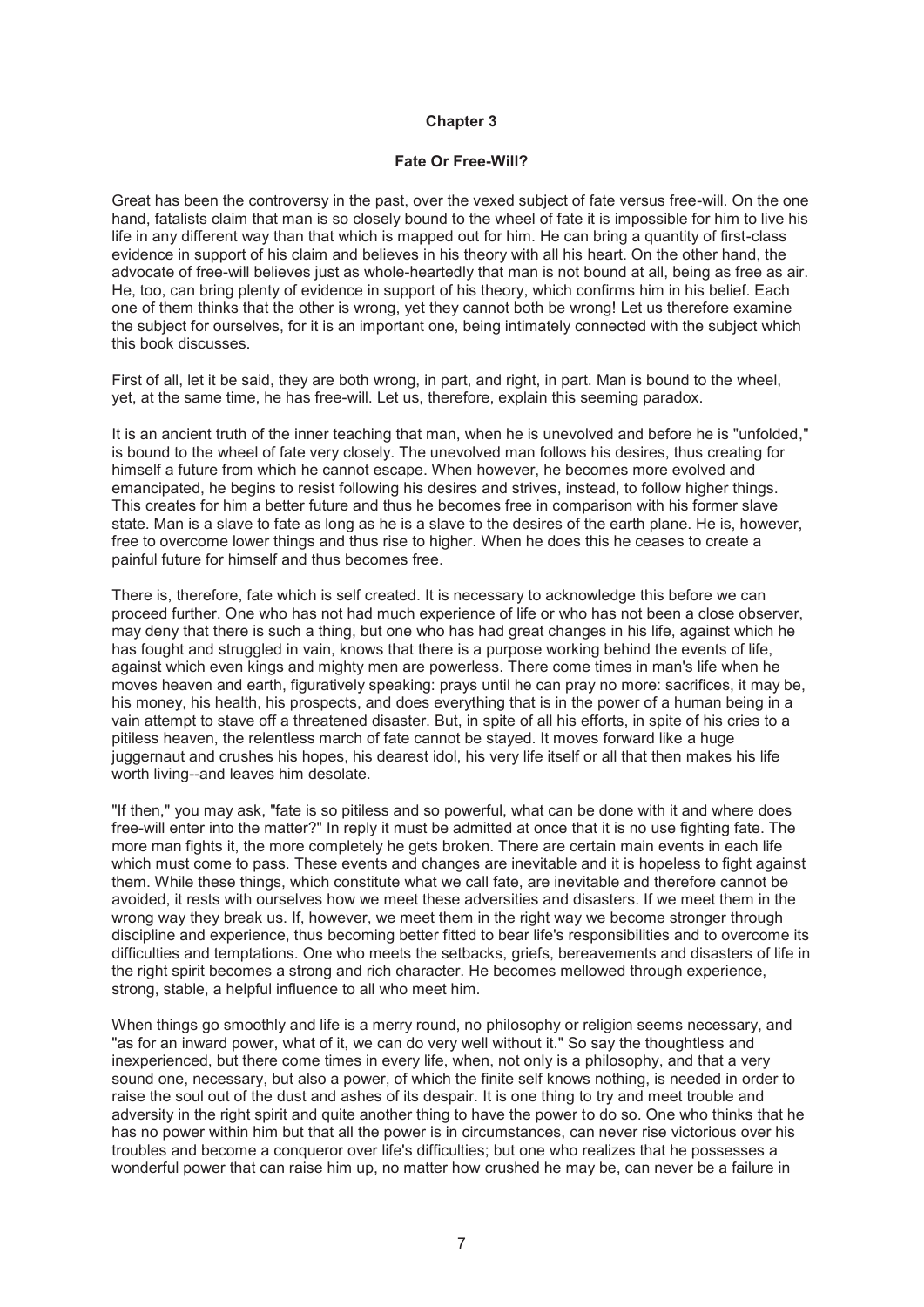## Chapter 3

### Fate Or Free-Will?

Great has been the controversy in the past, over the vexed subject of fate versus free-will. On the one hand, fatalists claim that man is so closely bound to the wheel of fate it is impossible for him to live his life in any different way than that which is mapped out for him. He can bring a quantity of first-class evidence in support of his claim and believes in his theory with all his heart. On the other hand, the advocate of free-will believes just as whole-heartedly that man is not bound at all, being as free as air. He, too, can bring plenty of evidence in support of his theory, which confirms him in his belief. Each one of them thinks that the other is wrong, yet they cannot both be wrong! Let us therefore examine the subject for ourselves, for it is an important one, being intimately connected with the subject which this book discusses.

First of all, let it be said, they are both wrong, in part, and right, in part. Man is bound to the wheel, yet, at the same time, he has free-will. Let us, therefore, explain this seeming paradox.

It is an ancient truth of the inner teaching that man, when he is unevolved and before he is "unfolded," is bound to the wheel of fate very closely. The unevolved man follows his desires, thus creating for himself a future from which he cannot escape. When however, he becomes more evolved and emancipated, he begins to resist following his desires and strives, instead, to follow higher things. This creates for him a better future and thus he becomes free in comparison with his former slave state. Man is a slave to fate as long as he is a slave to the desires of the earth plane. He is, however, free to overcome lower things and thus rise to higher. When he does this he ceases to create a painful future for himself and thus becomes free.

There is, therefore, fate which is self created. It is necessary to acknowledge this before we can proceed further. One who has not had much experience of life or who has not been a close observer, may deny that there is such a thing, but one who has had great changes in his life, against which he has fought and struggled in vain, knows that there is a purpose working behind the events of life, against which even kings and mighty men are powerless. There come times in man's life when he moves heaven and earth, figuratively speaking: prays until he can pray no more: sacrifices, it may be, his money, his health, his prospects, and does everything that is in the power of a human being in a vain attempt to stave off a threatened disaster. But, in spite of all his efforts, in spite of his cries to a pitiless heaven, the relentless march of fate cannot be stayed. It moves forward like a huge juggernaut and crushes his hopes, his dearest idol, his very life itself or all that then makes his life worth living--and leaves him desolate.

"If then," you may ask, "fate is so pitiless and so powerful, what can be done with it and where does free-will enter into the matter?" In reply it must be admitted at once that it is no use fighting fate. The more man fights it, the more completely he gets broken. There are certain main events in each life which must come to pass. These events and changes are inevitable and it is hopeless to fight against them. While these things, which constitute what we call fate, are inevitable and therefore cannot be avoided, it rests with ourselves how we meet these adversities and disasters. If we meet them in the wrong way they break us. If, however, we meet them in the right way we become stronger through discipline and experience, thus becoming better fitted to bear life's responsibilities and to overcome its difficulties and temptations. One who meets the setbacks, griefs, bereavements and disasters of life in the right spirit becomes a strong and rich character. He becomes mellowed through experience, strong, stable, a helpful influence to all who meet him.

When things go smoothly and life is a merry round, no philosophy or religion seems necessary, and "as for an inward power, what of it, we can do very well without it." So say the thoughtless and inexperienced, but there come times in every life, when, not only is a philosophy, and that a very sound one, necessary, but also a power, of which the finite self knows nothing, is needed in order to raise the soul out of the dust and ashes of its despair. It is one thing to try and meet trouble and adversity in the right spirit and quite another thing to have the power to do so. One who thinks that he has no power within him but that all the power is in circumstances, can never rise victorious over his troubles and become a conqueror over life's difficulties; but one who realizes that he possesses a wonderful power that can raise him up, no matter how crushed he may be, can never be a failure in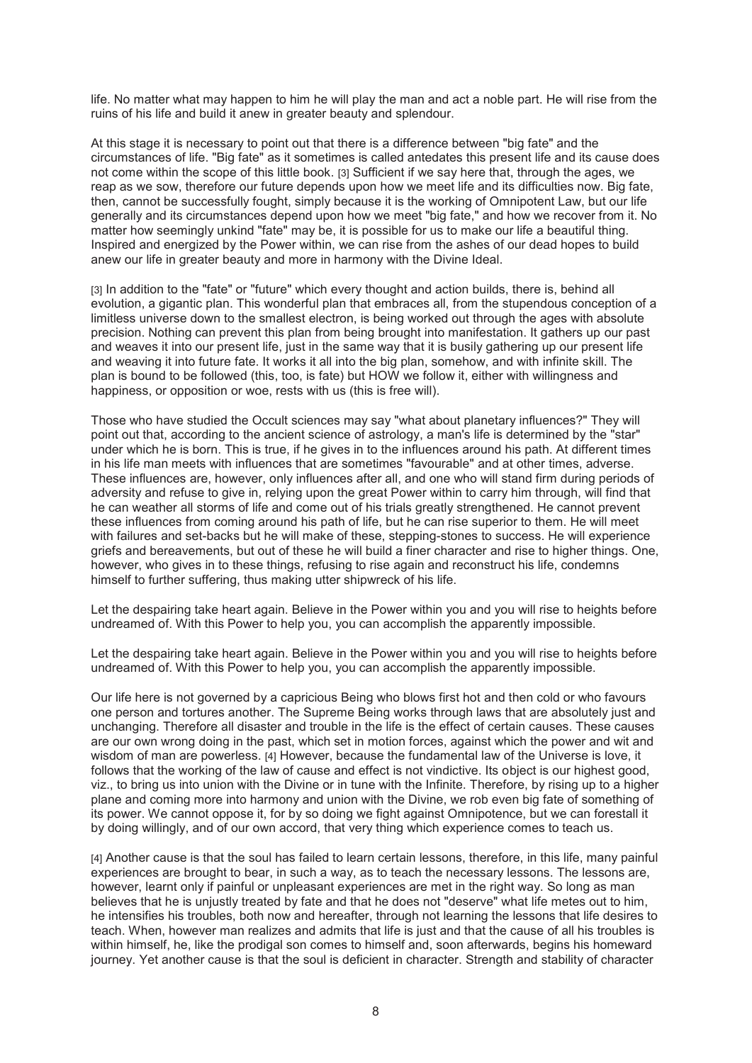life. No matter what may happen to him he will play the man and act a noble part. He will rise from the ruins of his life and build it anew in greater beauty and splendour.

At this stage it is necessary to point out that there is a difference between "big fate" and the circumstances of life. "Big fate" as it sometimes is called antedates this present life and its cause does not come within the scope of this little book. [3] Sufficient if we say here that, through the ages, we reap as we sow, therefore our future depends upon how we meet life and its difficulties now. Big fate, then, cannot be successfully fought, simply because it is the working of Omnipotent Law, but our life generally and its circumstances depend upon how we meet "big fate," and how we recover from it. No matter how seemingly unkind "fate" may be, it is possible for us to make our life a beautiful thing. Inspired and energized by the Power within, we can rise from the ashes of our dead hopes to build anew our life in greater beauty and more in harmony with the Divine Ideal.

[3] In addition to the "fate" or "future" which every thought and action builds, there is, behind all evolution, a gigantic plan. This wonderful plan that embraces all, from the stupendous conception of a limitless universe down to the smallest electron, is being worked out through the ages with absolute precision. Nothing can prevent this plan from being brought into manifestation. It gathers up our past and weaves it into our present life, just in the same way that it is busily gathering up our present life and weaving it into future fate. It works it all into the big plan, somehow, and with infinite skill. The plan is bound to be followed (this, too, is fate) but HOW we follow it, either with willingness and happiness, or opposition or woe, rests with us (this is free will).

Those who have studied the Occult sciences may say "what about planetary influences?" They will point out that, according to the ancient science of astrology, a man's life is determined by the "star" under which he is born. This is true, if he gives in to the influences around his path. At different times in his life man meets with influences that are sometimes "favourable" and at other times, adverse. These influences are, however, only influences after all, and one who will stand firm during periods of adversity and refuse to give in, relying upon the great Power within to carry him through, will find that he can weather all storms of life and come out of his trials greatly strengthened. He cannot prevent these influences from coming around his path of life, but he can rise superior to them. He will meet with failures and set-backs but he will make of these, stepping-stones to success. He will experience griefs and bereavements, but out of these he will build a finer character and rise to higher things. One, however, who gives in to these things, refusing to rise again and reconstruct his life, condemns himself to further suffering, thus making utter shipwreck of his life.

Let the despairing take heart again. Believe in the Power within you and you will rise to heights before undreamed of. With this Power to help you, you can accomplish the apparently impossible.

Let the despairing take heart again. Believe in the Power within you and you will rise to heights before undreamed of. With this Power to help you, you can accomplish the apparently impossible.

Our life here is not governed by a capricious Being who blows first hot and then cold or who favours one person and tortures another. The Supreme Being works through laws that are absolutely just and unchanging. Therefore all disaster and trouble in the life is the effect of certain causes. These causes are our own wrong doing in the past, which set in motion forces, against which the power and wit and wisdom of man are powerless. [4] However, because the fundamental law of the Universe is love, it follows that the working of the law of cause and effect is not vindictive. Its object is our highest good, viz., to bring us into union with the Divine or in tune with the Infinite. Therefore, by rising up to a higher plane and coming more into harmony and union with the Divine, we rob even big fate of something of its power. We cannot oppose it, for by so doing we fight against Omnipotence, but we can forestall it by doing willingly, and of our own accord, that very thing which experience comes to teach us.

[4] Another cause is that the soul has failed to learn certain lessons, therefore, in this life, many painful experiences are brought to bear, in such a way, as to teach the necessary lessons. The lessons are, however, learnt only if painful or unpleasant experiences are met in the right way. So long as man believes that he is unjustly treated by fate and that he does not "deserve" what life metes out to him, he intensifies his troubles, both now and hereafter, through not learning the lessons that life desires to teach. When, however man realizes and admits that life is just and that the cause of all his troubles is within himself, he, like the prodigal son comes to himself and, soon afterwards, begins his homeward journey. Yet another cause is that the soul is deficient in character. Strength and stability of character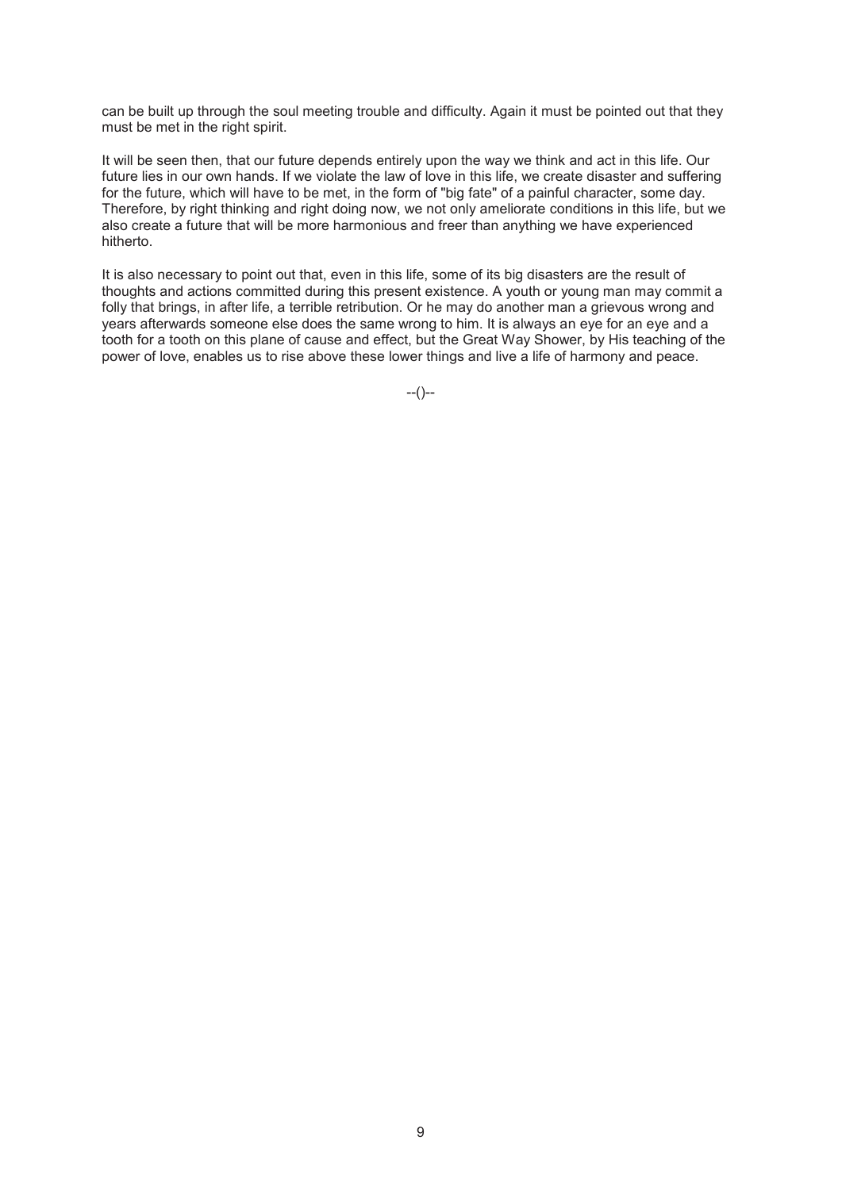can be built up through the soul meeting trouble and difficulty. Again it must be pointed out that they must be met in the right spirit.

It will be seen then, that our future depends entirely upon the way we think and act in this life. Our future lies in our own hands. If we violate the law of love in this life, we create disaster and suffering for the future, which will have to be met, in the form of "big fate" of a painful character, some day. Therefore, by right thinking and right doing now, we not only ameliorate conditions in this life, but we also create a future that will be more harmonious and freer than anything we have experienced hitherto.

It is also necessary to point out that, even in this life, some of its big disasters are the result of thoughts and actions committed during this present existence. A youth or young man may commit a folly that brings, in after life, a terrible retribution. Or he may do another man a grievous wrong and years afterwards someone else does the same wrong to him. It is always an eye for an eye and a tooth for a tooth on this plane of cause and effect, but the Great Way Shower, by His teaching of the power of love, enables us to rise above these lower things and live a life of harmony and peace.

--()--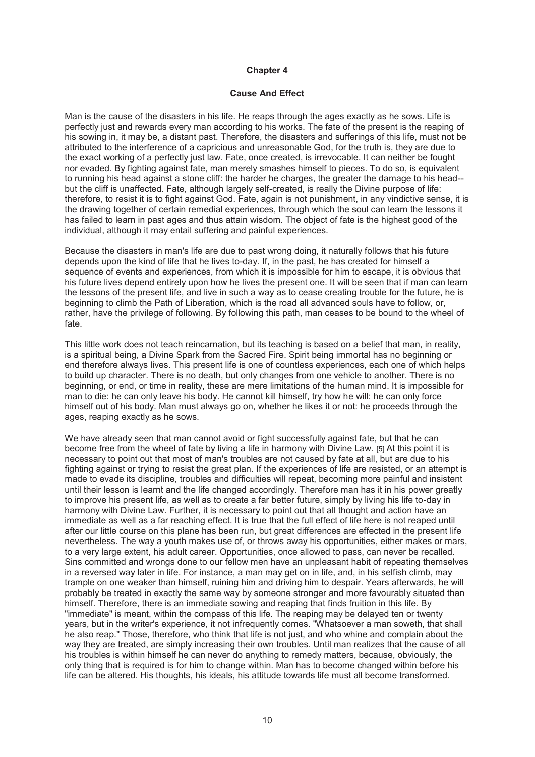# Chapter 4

## Cause And Effect

Man is the cause of the disasters in his life. He reaps through the ages exactly as he sows. Life is perfectly just and rewards every man according to his works. The fate of the present is the reaping of his sowing in, it may be, a distant past. Therefore, the disasters and sufferings of this life, must not be attributed to the interference of a capricious and unreasonable God, for the truth is, they are due to the exact working of a perfectly just law. Fate, once created, is irrevocable. It can neither be fought nor evaded. By fighting against fate, man merely smashes himself to pieces. To do so, is equivalent to running his head against a stone cliff: the harder he charges, the greater the damage to his head--but the cliff is unaffected. Fate, although largely self-created, is really the Divine purpose of life: therefore, to resist it is to fight against God. Fate, again is not punishment, in any vindictive sense, it is the drawing together of certain remedial experiences, through which the soul can learn the lessons it has failed to learn in past ages and thus attain wisdom. The object of fate is the highest good of the individual, although it may entail suffering and painful experiences.

Because the disasters in man's life are due to past wrong doing, it naturally follows that his future depends upon the kind of life that he lives to-day. If, in the past, he has created for himself a sequence of events and experiences, from which it is impossible for him to escape, it is obvious that his future lives depend entirely upon how he lives the present one. It will be seen that if man can learn the lessons of the present life, and live in such a way as to cease creating trouble for the future, he is beginning to climb the Path of Liberation, which is the road all advanced souls have to follow, or, rather, have the privilege of following. By following this path, man ceases to be bound to the wheel of fate.

This little work does not teach reincarnation, but its teaching is based on a belief that man, in reality, is a spiritual being, a Divine Spark from the Sacred Fire. Spirit being immortal has no beginning or end therefore always lives. This present life is one of countless experiences, each one of which helps to build up character. There is no death, but only changes from one vehicle to another. There is no beginning, or end, or time in reality, these are mere limitations of the human mind. It is impossible for man to die: he can only leave his body. He cannot kill himself, try how he will: he can only force himself out of his body. Man must always go on, whether he likes it or not: he proceeds through the ages, reaping exactly as he sows.

We have already seen that man cannot avoid or fight successfully against fate, but that he can become free from the wheel of fate by living a life in harmony with Divine Law. [5] At this point it is necessary to point out that most of man's troubles are not caused by fate at all, but are due to his fighting against or trying to resist the great plan. If the experiences of life are resisted, or an attempt is made to evade its discipline, troubles and difficulties will repeat, becoming more painful and insistent until their lesson is learnt and the life changed accordingly. Therefore man has it in his power greatly to improve his present life, as well as to create a far better future, simply by living his life to-day in harmony with Divine Law. Further, it is necessary to point out that all thought and action have an immediate as well as a far reaching effect. It is true that the full effect of life here is not reaped until after our little course on this plane has been run, but great differences are effected in the present life nevertheless. The way a youth makes use of, or throws away his opportunities, either makes or mars, to a very large extent, his adult career. Opportunities, once allowed to pass, can never be recalled. Sins committed and wrongs done to our fellow men have an unpleasant habit of repeating themselves in a reversed way later in life. For instance, a man may get on in life, and, in his selfish climb, may trample on one weaker than himself, ruining him and driving him to despair. Years afterwards, he will probably be treated in exactly the same way by someone stronger and more favourably situated than himself. Therefore, there is an immediate sowing and reaping that finds fruition in this life. By "immediate" is meant, within the compass of this life. The reaping may be delayed ten or twenty years, but in the writer's experience, it not infrequently comes. "Whatsoever a man soweth, that shall he also reap." Those, therefore, who think that life is not just, and who whine and complain about the way they are treated, are simply increasing their own troubles. Until man realizes that the cause of all his troubles is within himself he can never do anything to remedy matters, because, obviously, the only thing that is required is for him to change within. Man has to become changed within before his life can be altered. His thoughts, his ideals, his attitude towards life must all become transformed.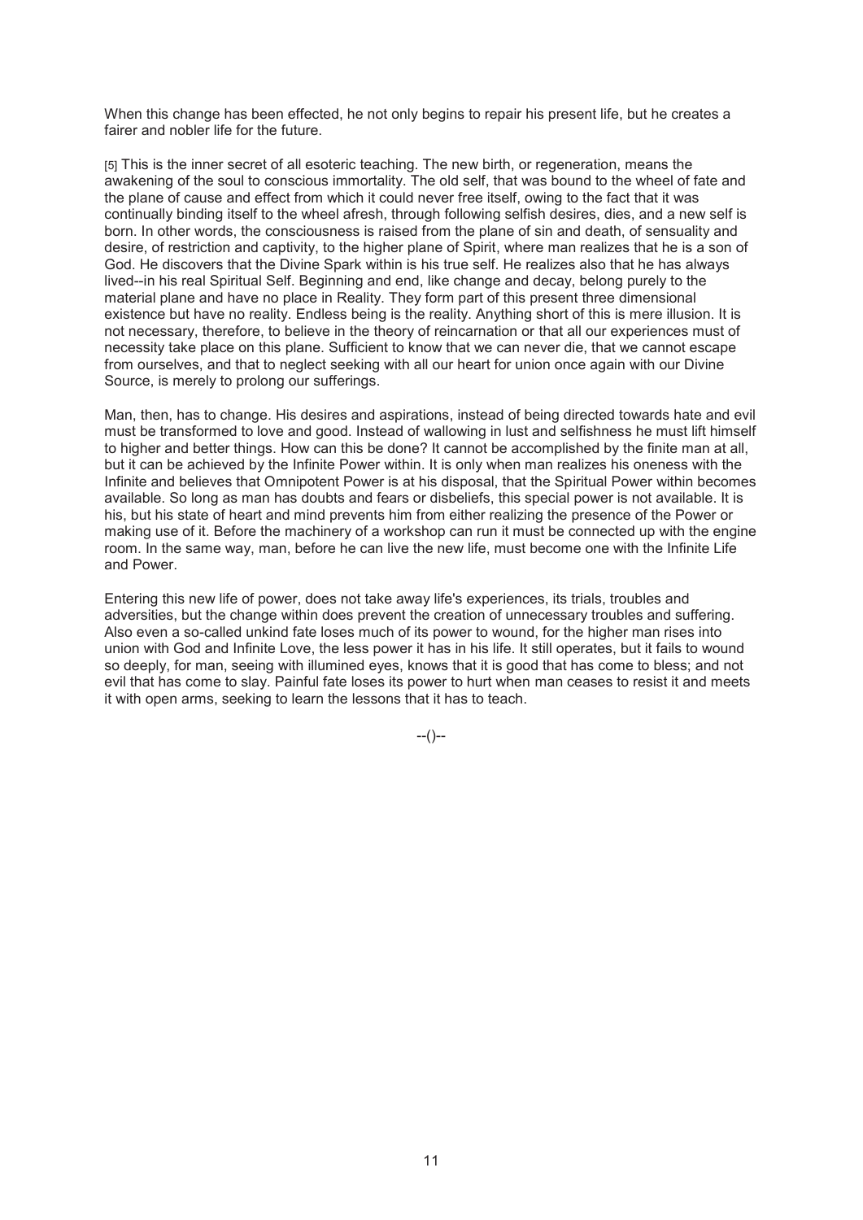When this change has been effected, he not only begins to repair his present life, but he creates a fairer and nobler life for the future.

[5] This is the inner secret of all esoteric teaching. The new birth, or regeneration, means the awakening of the soul to conscious immortality. The old self, that was bound to the wheel of fate and the plane of cause and effect from which it could never free itself, owing to the fact that it was continually binding itself to the wheel afresh, through following selfish desires, dies, and a new self is born. In other words, the consciousness is raised from the plane of sin and death, of sensuality and desire, of restriction and captivity, to the higher plane of Spirit, where man realizes that he is a son of God. He discovers that the Divine Spark within is his true self. He realizes also that he has always lived--in his real Spiritual Self. Beginning and end, like change and decay, belong purely to the material plane and have no place in Reality. They form part of this present three dimensional existence but have no reality. Endless being is the reality. Anything short of this is mere illusion. It is not necessary, therefore, to believe in the theory of reincarnation or that all our experiences must of necessity take place on this plane. Sufficient to know that we can never die, that we cannot escape from ourselves, and that to neglect seeking with all our heart for union once again with our Divine Source, is merely to prolong our sufferings.

Man, then, has to change. His desires and aspirations, instead of being directed towards hate and evil must be transformed to love and good. Instead of wallowing in lust and selfishness he must lift himself to higher and better things. How can this be done? It cannot be accomplished by the finite man at all, but it can be achieved by the Infinite Power within. It is only when man realizes his oneness with the Infinite and believes that Omnipotent Power is at his disposal, that the Spiritual Power within becomes available. So long as man has doubts and fears or disbeliefs, this special power is not available. It is his, but his state of heart and mind prevents him from either realizing the presence of the Power or making use of it. Before the machinery of a workshop can run it must be connected up with the engine room. In the same way, man, before he can live the new life, must become one with the Infinite Life and Power.

Entering this new life of power, does not take away life's experiences, its trials, troubles and adversities, but the change within does prevent the creation of unnecessary troubles and suffering. Also even a so-called unkind fate loses much of its power to wound, for the higher man rises into union with God and Infinite Love, the less power it has in his life. It still operates, but it fails to wound so deeply, for man, seeing with illumined eyes, knows that it is good that has come to bless; and not evil that has come to slay. Painful fate loses its power to hurt when man ceases to resist it and meets it with open arms, seeking to learn the lessons that it has to teach.

--()--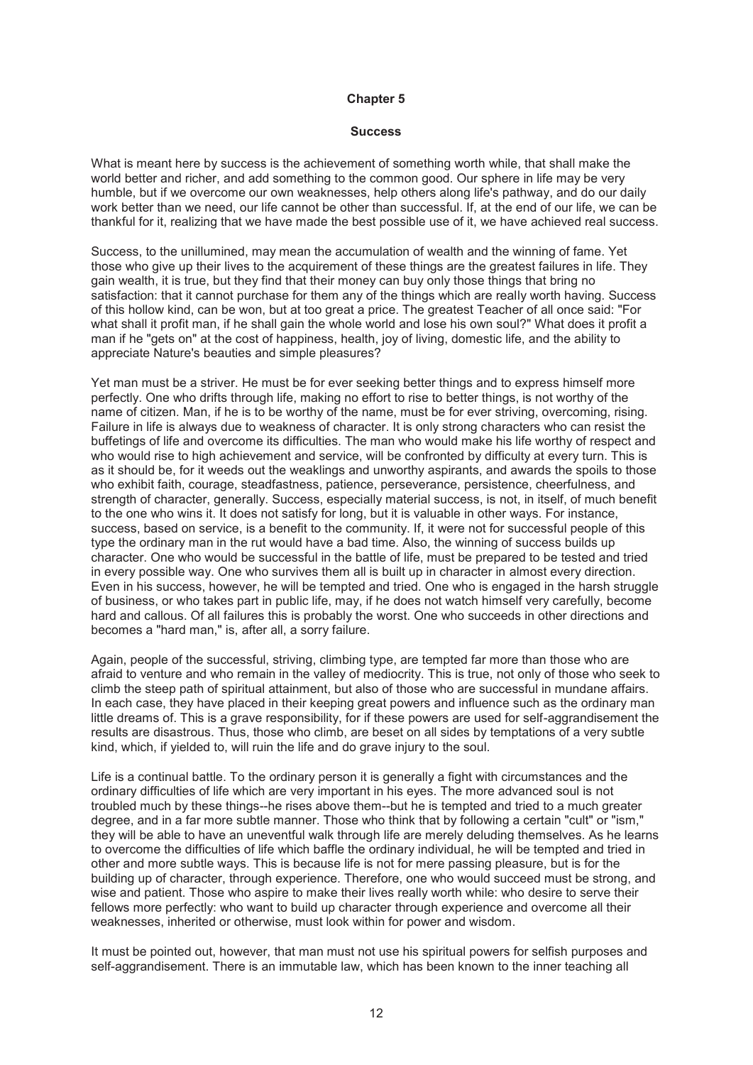## Chapter 5

### Success

What is meant here by success is the achievement of something worth while, that shall make the world better and richer, and add something to the common good. Our sphere in life may be very humble, but if we overcome our own weaknesses, help others along life's pathway, and do our daily work better than we need, our life cannot be other than successful. If, at the end of our life, we can be thankful for it, realizing that we have made the best possible use of it, we have achieved real success.

Success, to the unillumined, may mean the accumulation of wealth and the winning of fame. Yet those who give up their lives to the acquirement of these things are the greatest failures in life. They gain wealth, it is true, but they find that their money can buy only those things that bring no satisfaction: that it cannot purchase for them any of the things which are really worth having. Success of this hollow kind, can be won, but at too great a price. The greatest Teacher of all once said: "For what shall it profit man, if he shall gain the whole world and lose his own soul?" What does it profit a man if he "gets on" at the cost of happiness, health, joy of living, domestic life, and the ability to appreciate Nature's beauties and simple pleasures?

Yet man must be a striver. He must be for ever seeking better things and to express himself more perfectly. One who drifts through life, making no effort to rise to better things, is not worthy of the name of citizen. Man, if he is to be worthy of the name, must be for ever striving, overcoming, rising. Failure in life is always due to weakness of character. It is only strong characters who can resist the buffetings of life and overcome its difficulties. The man who would make his life worthy of respect and who would rise to high achievement and service, will be confronted by difficulty at every turn. This is as it should be, for it weeds out the weaklings and unworthy aspirants, and awards the spoils to those who exhibit faith, courage, steadfastness, patience, perseverance, persistence, cheerfulness, and strength of character, generally. Success, especially material success, is not, in itself, of much benefit to the one who wins it. It does not satisfy for long, but it is valuable in other ways. For instance, success, based on service, is a benefit to the community. If, it were not for successful people of this type the ordinary man in the rut would have a bad time. Also, the winning of success builds up character. One who would be successful in the battle of life, must be prepared to be tested and tried in every possible way. One who survives them all is built up in character in almost every direction. Even in his success, however, he will be tempted and tried. One who is engaged in the harsh struggle of business, or who takes part in public life, may, if he does not watch himself very carefully, become hard and callous. Of all failures this is probably the worst. One who succeeds in other directions and becomes a "hard man," is, after all, a sorry failure.

Again, people of the successful, striving, climbing type, are tempted far more than those who are afraid to venture and who remain in the valley of mediocrity. This is true, not only of those who seek to climb the steep path of spiritual attainment, but also of those who are successful in mundane affairs. In each case, they have placed in their keeping great powers and influence such as the ordinary man little dreams of. This is a grave responsibility, for if these powers are used for self-aggrandisement the results are disastrous. Thus, those who climb, are beset on all sides by temptations of a very subtle kind, which, if yielded to, will ruin the life and do grave injury to the soul.

Life is a continual battle. To the ordinary person it is generally a fight with circumstances and the ordinary difficulties of life which are very important in his eyes. The more advanced soul is not troubled much by these things--he rises above them--but he is tempted and tried to a much greater degree, and in a far more subtle manner. Those who think that by following a certain "cult" or "ism," they will be able to have an uneventful walk through life are merely deluding themselves. As he learns to overcome the difficulties of life which baffle the ordinary individual, he will be tempted and tried in other and more subtle ways. This is because life is not for mere passing pleasure, but is for the building up of character, through experience. Therefore, one who would succeed must be strong, and wise and patient. Those who aspire to make their lives really worth while: who desire to serve their fellows more perfectly: who want to build up character through experience and overcome all their weaknesses, inherited or otherwise, must look within for power and wisdom.

It must be pointed out, however, that man must not use his spiritual powers for selfish purposes and self-aggrandisement. There is an immutable law, which has been known to the inner teaching all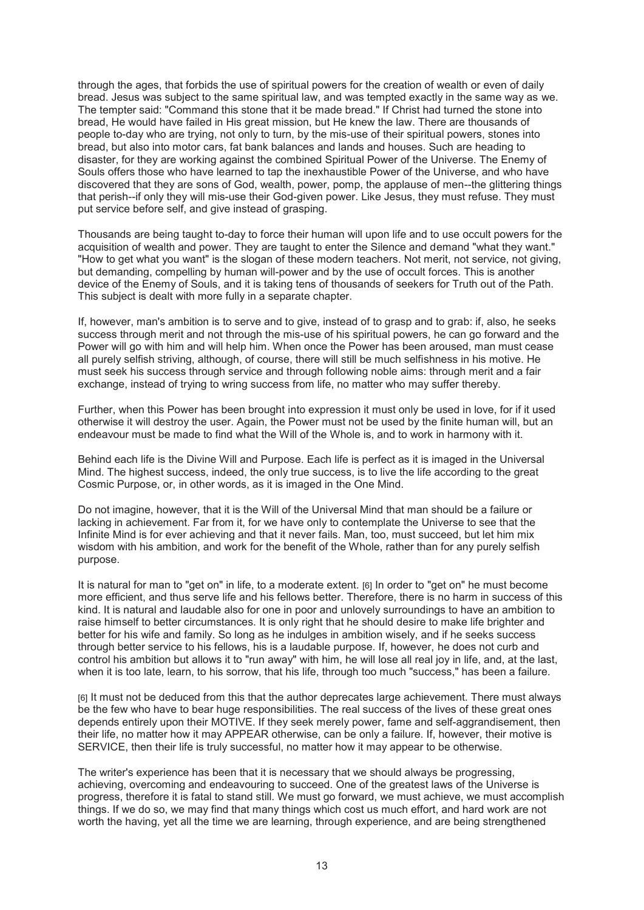through the ages, that forbids the use of spiritual powers for the creation of wealth or even of daily bread. Jesus was subject to the same spiritual law, and was tempted exactly in the same way as we. The tempter said: "Command this stone that it be made bread." If Christ had turned the stone into bread, He would have failed in His great mission, but He knew the law. There are thousands of people to-day who are trying, not only to turn, by the mis-use of their spiritual powers, stones into bread, but also into motor cars, fat bank balances and lands and houses. Such are heading to disaster, for they are working against the combined Spiritual Power of the Universe. The Enemy of Souls offers those who have learned to tap the inexhaustible Power of the Universe, and who have discovered that they are sons of God, wealth, power, pomp, the applause of men--the glittering things that perish--if only they will mis-use their God-given power. Like Jesus, they must refuse. They must put service before self, and give instead of grasping.

Thousands are being taught to-day to force their human will upon life and to use occult powers for the acquisition of wealth and power. They are taught to enter the Silence and demand "what they want." "How to get what you want" is the slogan of these modern teachers. Not merit, not service, not giving, but demanding, compelling by human will-power and by the use of occult forces. This is another device of the Enemy of Souls, and it is taking tens of thousands of seekers for Truth out of the Path. This subject is dealt with more fully in a separate chapter.

If, however, man's ambition is to serve and to give, instead of to grasp and to grab: if, also, he seeks success through merit and not through the mis-use of his spiritual powers, he can go forward and the Power will go with him and will help him. When once the Power has been aroused, man must cease all purely selfish striving, although, of course, there will still be much selfishness in his motive. He must seek his success through service and through following noble aims: through merit and a fair exchange, instead of trying to wring success from life, no matter who may suffer thereby.

Further, when this Power has been brought into expression it must only be used in love, for if it used otherwise it will destroy the user. Again, the Power must not be used by the finite human will, but an endeavour must be made to find what the Will of the Whole is, and to work in harmony with it.

Behind each life is the Divine Will and Purpose. Each life is perfect as it is imaged in the Universal Mind. The highest success, indeed, the only true success, is to live the life according to the great Cosmic Purpose, or, in other words, as it is imaged in the One Mind.

Do not imagine, however, that it is the Will of the Universal Mind that man should be a failure or lacking in achievement. Far from it, for we have only to contemplate the Universe to see that the Infinite Mind is for ever achieving and that it never fails. Man, too, must succeed, but let him mix wisdom with his ambition, and work for the benefit of the Whole, rather than for any purely selfish purpose.

It is natural for man to "get on" in life, to a moderate extent. [6] In order to "get on" he must become more efficient, and thus serve life and his fellows better. Therefore, there is no harm in success of this kind. It is natural and laudable also for one in poor and unlovely surroundings to have an ambition to raise himself to better circumstances. It is only right that he should desire to make life brighter and better for his wife and family. So long as he indulges in ambition wisely, and if he seeks success through better service to his fellows, his is a laudable purpose. If, however, he does not curb and control his ambition but allows it to "run away" with him, he will lose all real joy in life, and, at the last, when it is too late, learn, to his sorrow, that his life, through too much "success," has been a failure.

[6] It must not be deduced from this that the author deprecates large achievement. There must always be the few who have to bear huge responsibilities. The real success of the lives of these great ones depends entirely upon their MOTIVE. If they seek merely power, fame and self-aggrandisement, then their life, no matter how it may APPEAR otherwise, can be only a failure. If, however, their motive is SERVICE, then their life is truly successful, no matter how it may appear to be otherwise.

The writer's experience has been that it is necessary that we should always be progressing, achieving, overcoming and endeavouring to succeed. One of the greatest laws of the Universe is progress, therefore it is fatal to stand still. We must go forward, we must achieve, we must accomplish things. If we do so, we may find that many things which cost us much effort, and hard work are not worth the having, yet all the time we are learning, through experience, and are being strengthened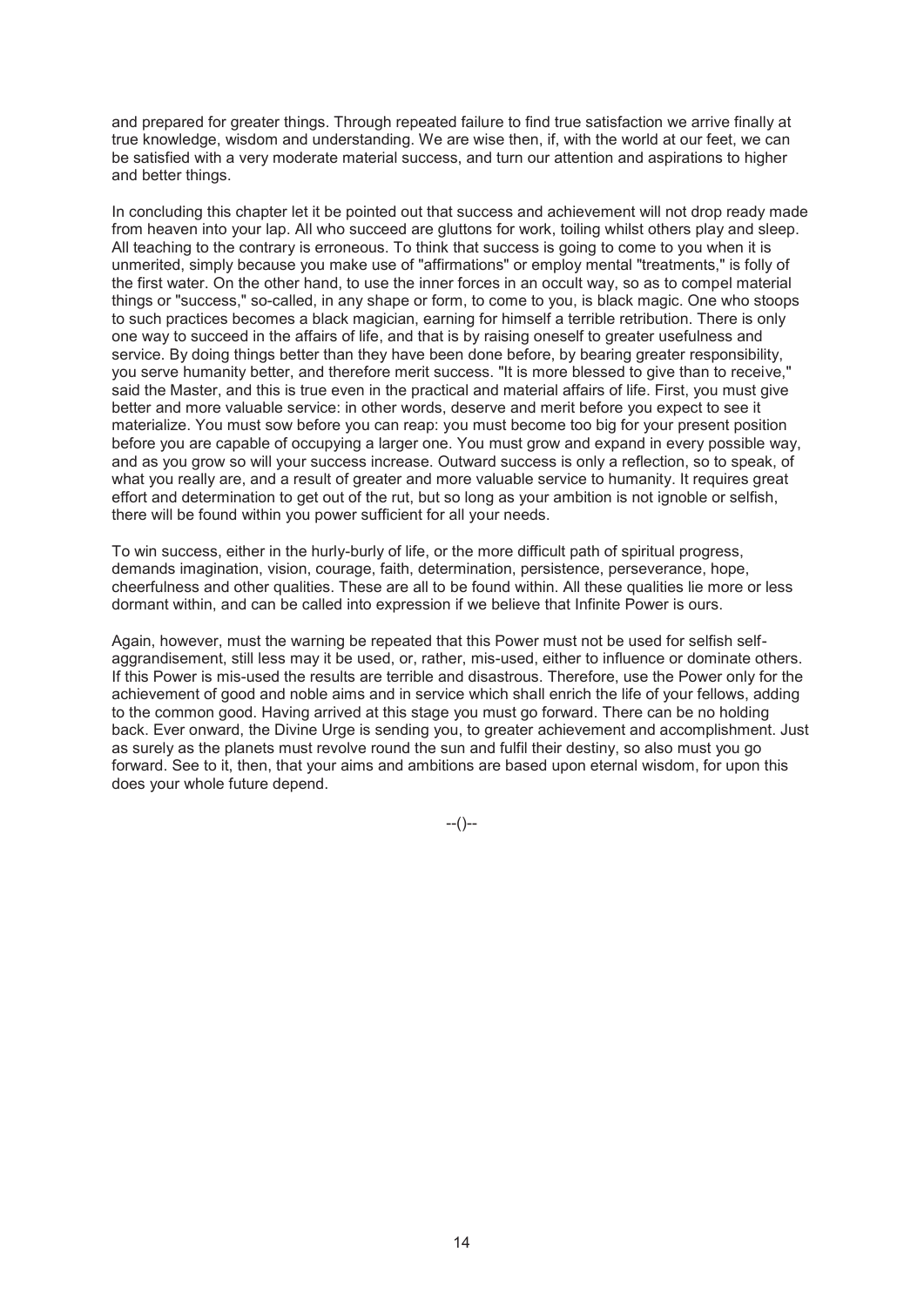and prepared for greater things. Through repeated failure to find true satisfaction we arrive finally at true knowledge, wisdom and understanding. We are wise then, if, with the world at our feet, we can be satisfied with a very moderate material success, and turn our attention and aspirations to higher and better things.

In concluding this chapter let it be pointed out that success and achievement will not drop ready made from heaven into your lap. All who succeed are gluttons for work, toiling whilst others play and sleep. All teaching to the contrary is erroneous. To think that success is going to come to you when it is unmerited, simply because you make use of "affirmations" or employ mental "treatments," is folly of the first water. On the other hand, to use the inner forces in an occult way, so as to compel material things or "success," so-called, in any shape or form, to come to you, is black magic. One who stoops to such practices becomes a black magician, earning for himself a terrible retribution. There is only one way to succeed in the affairs of life, and that is by raising oneself to greater usefulness and service. By doing things better than they have been done before, by bearing greater responsibility, you serve humanity better, and therefore merit success. "It is more blessed to give than to receive," said the Master, and this is true even in the practical and material affairs of life. First, you must give better and more valuable service: in other words, deserve and merit before you expect to see it materialize. You must sow before you can reap: you must become too big for your present position before you are capable of occupying a larger one. You must grow and expand in every possible way, and as you grow so will your success increase. Outward success is only a reflection, so to speak, of what you really are, and a result of greater and more valuable service to humanity. It requires great effort and determination to get out of the rut, but so long as your ambition is not ignoble or selfish, there will be found within you power sufficient for all your needs.

To win success, either in the hurly-burly of life, or the more difficult path of spiritual progress, demands imagination, vision, courage, faith, determination, persistence, perseverance, hope, cheerfulness and other qualities. These are all to be found within. All these qualities lie more or less dormant within, and can be called into expression if we believe that Infinite Power is ours.

Again, however, must the warning be repeated that this Power must not be used for selfish self-aggrandisement, still less may it be used, or, rather, mis-used, either to influence or dominate others. If this Power is mis-used the results are terrible and disastrous. Therefore, use the Power only for the achievement of good and noble aims and in service which shall enrich the life of your fellows, adding to the common good. Having arrived at this stage you must go forward. There can be no holding back. Ever onward, the Divine Urge is sending you, to greater achievement and accomplishment. Just as surely as the planets must revolve round the sun and fulfil their destiny, so also must you go forward. See to it, then, that your aims and ambitions are based upon eternal wisdom, for upon this does your whole future depend.

--()--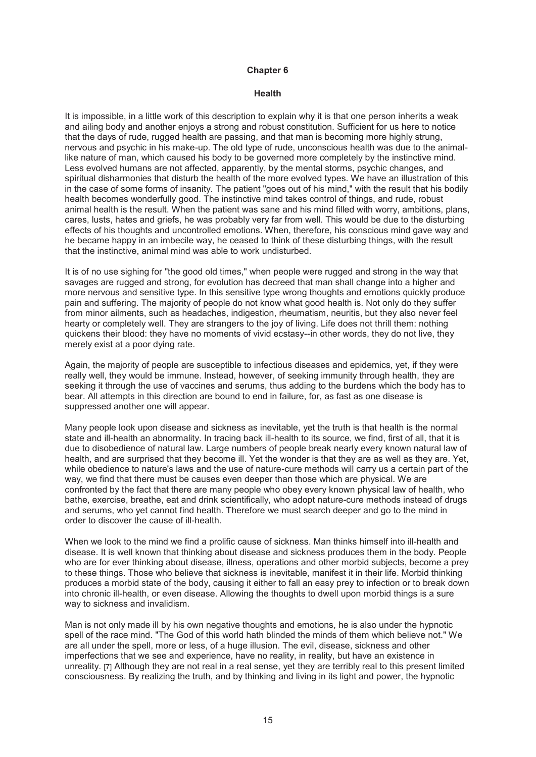# Chapter 6

## Health

It is impossible, in a little work of this description to explain why it is that one person inherits a weak and ailing body and another enjoys a strong and robust constitution. Sufficient for us here to notice that the days of rude, rugged health are passing, and that man is becoming more highly strung, nervous and psychic in his make-up. The old type of rude, unconscious health was due to the animal-like nature of man, which caused his body to be governed more completely by the instinctive mind. Less evolved humans are not affected, apparently, by the mental storms, psychic changes, and spiritual disharmonies that disturb the health of the more evolved types. We have an illustration of this in the case of some forms of insanity. The patient "goes out of his mind," with the result that his bodily health becomes wonderfully good. The instinctive mind takes control of things, and rude, robust animal health is the result. When the patient was sane and his mind filled with worry, ambitions, plans, cares, lusts, hates and griefs, he was probably very far from well. This would be due to the disturbing effects of his thoughts and uncontrolled emotions. When, therefore, his conscious mind gave way and he became happy in an imbecile way, he ceased to think of these disturbing things, with the result that the instinctive, animal mind was able to work undisturbed.

It is of no use sighing for "the good old times," when people were rugged and strong in the way that savages are rugged and strong, for evolution has decreed that man shall change into a higher and more nervous and sensitive type. In this sensitive type wrong thoughts and emotions quickly produce pain and suffering. The majority of people do not know what good health is. Not only do they suffer from minor ailments, such as headaches, indigestion, rheumatism, neuritis, but they also never feel hearty or completely well. They are strangers to the joy of living. Life does not thrill them: nothing quickens their blood: they have no moments of vivid ecstasy--in other words, they do not live, they merely exist at a poor dying rate.

Again, the majority of people are susceptible to infectious diseases and epidemics, yet, if they were really well, they would be immune. Instead, however, of seeking immunity through health, they are seeking it through the use of vaccines and serums, thus adding to the burdens which the body has to bear. All attempts in this direction are bound to end in failure, for, as fast as one disease is suppressed another one will appear.

Many people look upon disease and sickness as inevitable, yet the truth is that health is the normal state and ill-health an abnormality. In tracing back ill-health to its source, we find, first of all, that it is due to disobedience of natural law. Large numbers of people break nearly every known natural law of health, and are surprised that they become ill. Yet the wonder is that they are as well as they are. Yet, while obedience to nature's laws and the use of nature-cure methods will carry us a certain part of the way, we find that there must be causes even deeper than those which are physical. We are confronted by the fact that there are many people who obey every known physical law of health, who bathe, exercise, breathe, eat and drink scientifically, who adopt nature-cure methods instead of drugs and serums, who yet cannot find health. Therefore we must search deeper and go to the mind in order to discover the cause of ill-health.

When we look to the mind we find a prolific cause of sickness. Man thinks himself into ill-health and disease. It is well known that thinking about disease and sickness produces them in the body. People who are for ever thinking about disease, illness, operations and other morbid subjects, become a prey to these things. Those who believe that sickness is inevitable, manifest it in their life. Morbid thinking produces a morbid state of the body, causing it either to fall an easy prey to infection or to break down into chronic ill-health, or even disease. Allowing the thoughts to dwell upon morbid things is a sure way to sickness and invalidism.

Man is not only made ill by his own negative thoughts and emotions, he is also under the hypnotic spell of the race mind. "The God of this world hath blinded the minds of them which believe not." We are all under the spell, more or less, of a huge illusion. The evil, disease, sickness and other imperfections that we see and experience, have no reality, in reality, but have an existence in unreality. [7] Although they are not real in a real sense, yet they are terribly real to this present limited consciousness. By realizing the truth, and by thinking and living in its light and power, the hypnotic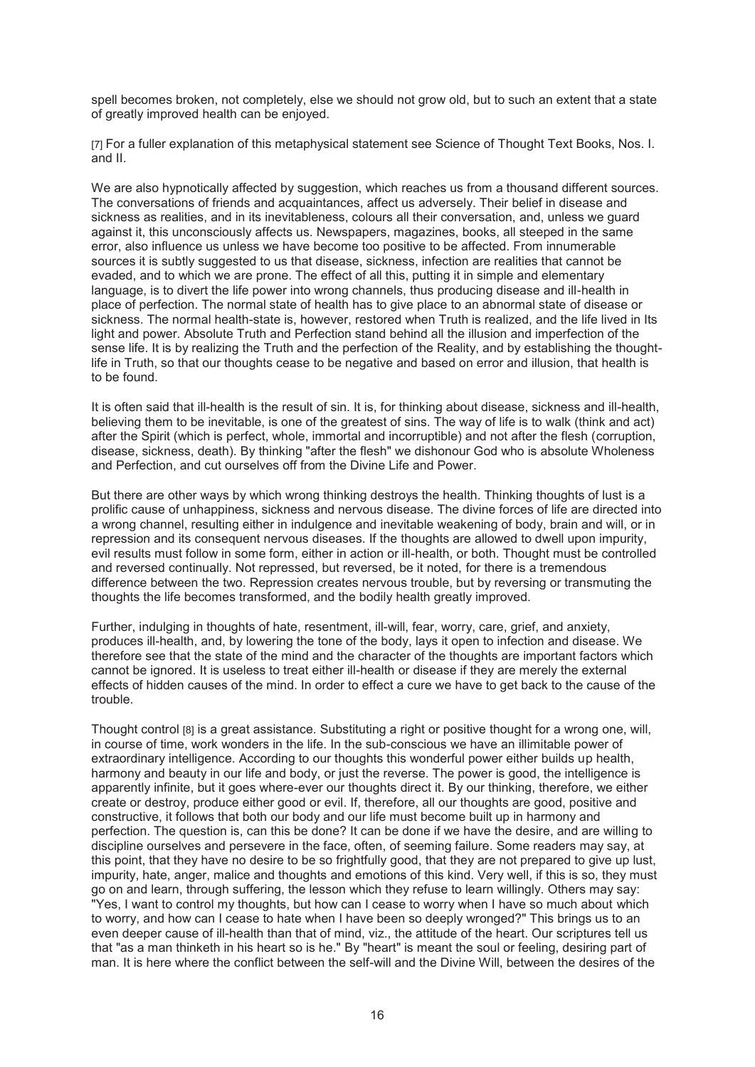spell becomes broken, not completely, else we should not grow old, but to such an extent that a state of greatly improved health can be enjoyed.

[7] For a fuller explanation of this metaphysical statement see Science of Thought Text Books, Nos. I. and II.

We are also hypnotically affected by suggestion, which reaches us from a thousand different sources. The conversations of friends and acquaintances, affect us adversely. Their belief in disease and sickness as realities, and in its inevitableness, colours all their conversation, and, unless we guard against it, this unconsciously affects us. Newspapers, magazines, books, all steeped in the same error, also influence us unless we have become too positive to be affected. From innumerable sources it is subtly suggested to us that disease, sickness, infection are realities that cannot be evaded, and to which we are prone. The effect of all this, putting it in simple and elementary language, is to divert the life power into wrong channels, thus producing disease and ill-health in place of perfection. The normal state of health has to give place to an abnormal state of disease or sickness. The normal health-state is, however, restored when Truth is realized, and the life lived in Its light and power. Absolute Truth and Perfection stand behind all the illusion and imperfection of the sense life. It is by realizing the Truth and the perfection of the Reality, and by establishing the thought-life in Truth, so that our thoughts cease to be negative and based on error and illusion, that health is to be found.

It is often said that ill-health is the result of sin. It is, for thinking about disease, sickness and ill-health, believing them to be inevitable, is one of the greatest of sins. The way of life is to walk (think and act) after the Spirit (which is perfect, whole, immortal and incorruptible) and not after the flesh (corruption, disease, sickness, death). By thinking "after the flesh" we dishonour God who is absolute Wholeness and Perfection, and cut ourselves off from the Divine Life and Power.

But there are other ways by which wrong thinking destroys the health. Thinking thoughts of lust is a prolific cause of unhappiness, sickness and nervous disease. The divine forces of life are directed into a wrong channel, resulting either in indulgence and inevitable weakening of body, brain and will, or in repression and its consequent nervous diseases. If the thoughts are allowed to dwell upon impurity, evil results must follow in some form, either in action or ill-health, or both. Thought must be controlled and reversed continually. Not repressed, but reversed, be it noted, for there is a tremendous difference between the two. Repression creates nervous trouble, but by reversing or transmuting the thoughts the life becomes transformed, and the bodily health greatly improved.

Further, indulging in thoughts of hate, resentment, ill-will, fear, worry, care, grief, and anxiety, produces ill-health, and, by lowering the tone of the body, lays it open to infection and disease. We therefore see that the state of the mind and the character of the thoughts are important factors which cannot be ignored. It is useless to treat either ill-health or disease if they are merely the external effects of hidden causes of the mind. In order to effect a cure we have to get back to the cause of the trouble.

Thought control [8] is a great assistance. Substituting a right or positive thought for a wrong one, will, in course of time, work wonders in the life. In the sub-conscious we have an illimitable power of extraordinary intelligence. According to our thoughts this wonderful power either builds up health, harmony and beauty in our life and body, or just the reverse. The power is good, the intelligence is apparently infinite, but it goes where-ever our thoughts direct it. By our thinking, therefore, we either create or destroy, produce either good or evil. If, therefore, all our thoughts are good, positive and constructive, it follows that both our body and our life must become built up in harmony and perfection. The question is, can this be done? It can be done if we have the desire, and are willing to discipline ourselves and persevere in the face, often, of seeming failure. Some readers may say, at this point, that they have no desire to be so frightfully good, that they are not prepared to give up lust, impurity, hate, anger, malice and thoughts and emotions of this kind. Very well, if this is so, they must go on and learn, through suffering, the lesson which they refuse to learn willingly. Others may say: "Yes, I want to control my thoughts, but how can I cease to worry when I have so much about which to worry, and how can I cease to hate when I have been so deeply wronged?" This brings us to an even deeper cause of ill-health than that of mind, viz., the attitude of the heart. Our scriptures tell us that "as a man thinketh in his heart so is he." By "heart" is meant the soul or feeling, desiring part of man. It is here where the conflict between the self-will and the Divine Will, between the desires of the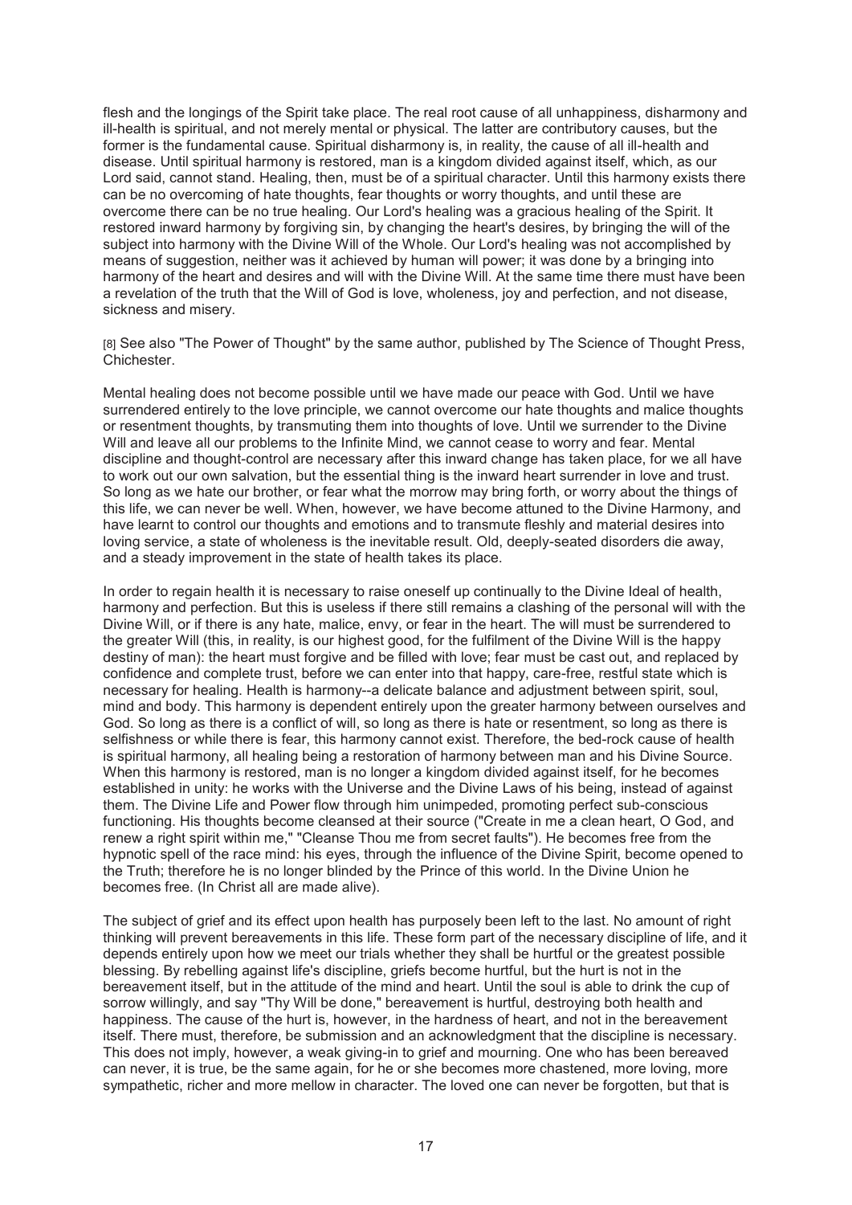flesh and the longings of the Spirit take place. The real root cause of all unhappiness, disharmony and ill-health is spiritual, and not merely mental or physical. The latter are contributory causes, but the former is the fundamental cause. Spiritual disharmony is, in reality, the cause of all ill-health and disease. Until spiritual harmony is restored, man is a kingdom divided against itself, which, as our Lord said, cannot stand. Healing, then, must be of a spiritual character. Until this harmony exists there can be no overcoming of hate thoughts, fear thoughts or worry thoughts, and until these are overcome there can be no true healing. Our Lord's healing was a gracious healing of the Spirit. It restored inward harmony by forgiving sin, by changing the heart's desires, by bringing the will of the subject into harmony with the Divine Will of the Whole. Our Lord's healing was not accomplished by means of suggestion, neither was it achieved by human will power; it was done by a bringing into harmony of the heart and desires and will with the Divine Will. At the same time there must have been a revelation of the truth that the Will of God is love, wholeness, joy and perfection, and not disease, sickness and misery.

[8] See also "The Power of Thought" by the same author, published by The Science of Thought Press, Chichester.

Mental healing does not become possible until we have made our peace with God. Until we have surrendered entirely to the love principle, we cannot overcome our hate thoughts and malice thoughts or resentment thoughts, by transmuting them into thoughts of love. Until we surrender to the Divine Will and leave all our problems to the Infinite Mind, we cannot cease to worry and fear. Mental discipline and thought-control are necessary after this inward change has taken place, for we all have to work out our own salvation, but the essential thing is the inward heart surrender in love and trust. So long as we hate our brother, or fear what the morrow may bring forth, or worry about the things of this life, we can never be well. When, however, we have become attuned to the Divine Harmony, and have learnt to control our thoughts and emotions and to transmute fleshly and material desires into loving service, a state of wholeness is the inevitable result. Old, deeply-seated disorders die away, and a steady improvement in the state of health takes its place.

In order to regain health it is necessary to raise oneself up continually to the Divine Ideal of health, harmony and perfection. But this is useless if there still remains a clashing of the personal will with the Divine Will, or if there is any hate, malice, envy, or fear in the heart. The will must be surrendered to the greater Will (this, in reality, is our highest good, for the fulfilment of the Divine Will is the happy destiny of man): the heart must forgive and be filled with love; fear must be cast out, and replaced by confidence and complete trust, before we can enter into that happy, care-free, restful state which is necessary for healing. Health is harmony--a delicate balance and adjustment between spirit, soul, mind and body. This harmony is dependent entirely upon the greater harmony between ourselves and God. So long as there is a conflict of will, so long as there is hate or resentment, so long as there is selfishness or while there is fear, this harmony cannot exist. Therefore, the bed-rock cause of health is spiritual harmony, all healing being a restoration of harmony between man and his Divine Source. When this harmony is restored, man is no longer a kingdom divided against itself, for he becomes established in unity: he works with the Universe and the Divine Laws of his being, instead of against them. The Divine Life and Power flow through him unimpeded, promoting perfect sub-conscious functioning. His thoughts become cleansed at their source ("Create in me a clean heart, O God, and renew a right spirit within me," "Cleanse Thou me from secret faults"). He becomes free from the hypnotic spell of the race mind: his eyes, through the influence of the Divine Spirit, become opened to the Truth; therefore he is no longer blinded by the Prince of this world. In the Divine Union he becomes free. (In Christ all are made alive).

The subject of grief and its effect upon health has purposely been left to the last. No amount of right thinking will prevent bereavements in this life. These form part of the necessary discipline of life, and it depends entirely upon how we meet our trials whether they shall be hurtful or the greatest possible blessing. By rebelling against life's discipline, griefs become hurtful, but the hurt is not in the bereavement itself, but in the attitude of the mind and heart. Until the soul is able to drink the cup of sorrow willingly, and say "Thy Will be done," bereavement is hurtful, destroying both health and happiness. The cause of the hurt is, however, in the hardness of heart, and not in the bereavement itself. There must, therefore, be submission and an acknowledgment that the discipline is necessary. This does not imply, however, a weak giving-in to grief and mourning. One who has been bereaved can never, it is true, be the same again, for he or she becomes more chastened, more loving, more sympathetic, richer and more mellow in character. The loved one can never be forgotten, but that is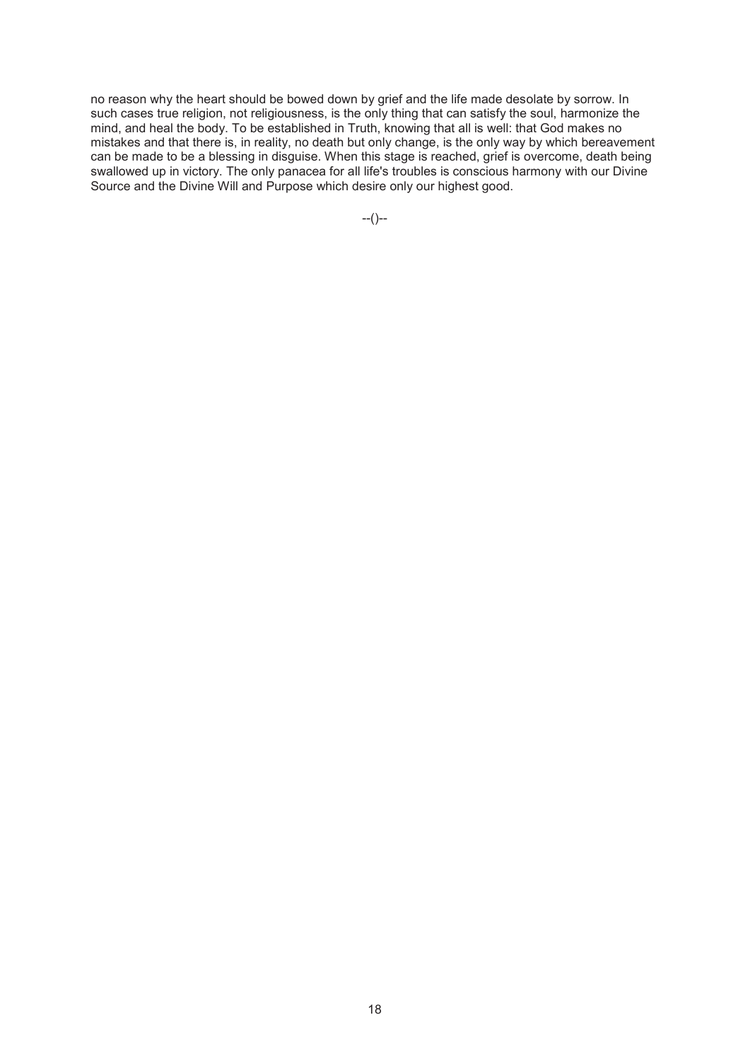no reason why the heart should be bowed down by grief and the life made desolate by sorrow. In such cases true religion, not religiousness, is the only thing that can satisfy the soul, harmonize the mind, and heal the body. To be established in Truth, knowing that all is well: that God makes no mistakes and that there is, in reality, no death but only change, is the only way by which bereavement can be made to be a blessing in disguise. When this stage is reached, grief is overcome, death being swallowed up in victory. The only panacea for all life's troubles is conscious harmony with our Divine Source and the Divine Will and Purpose which desire only our highest good.

--()--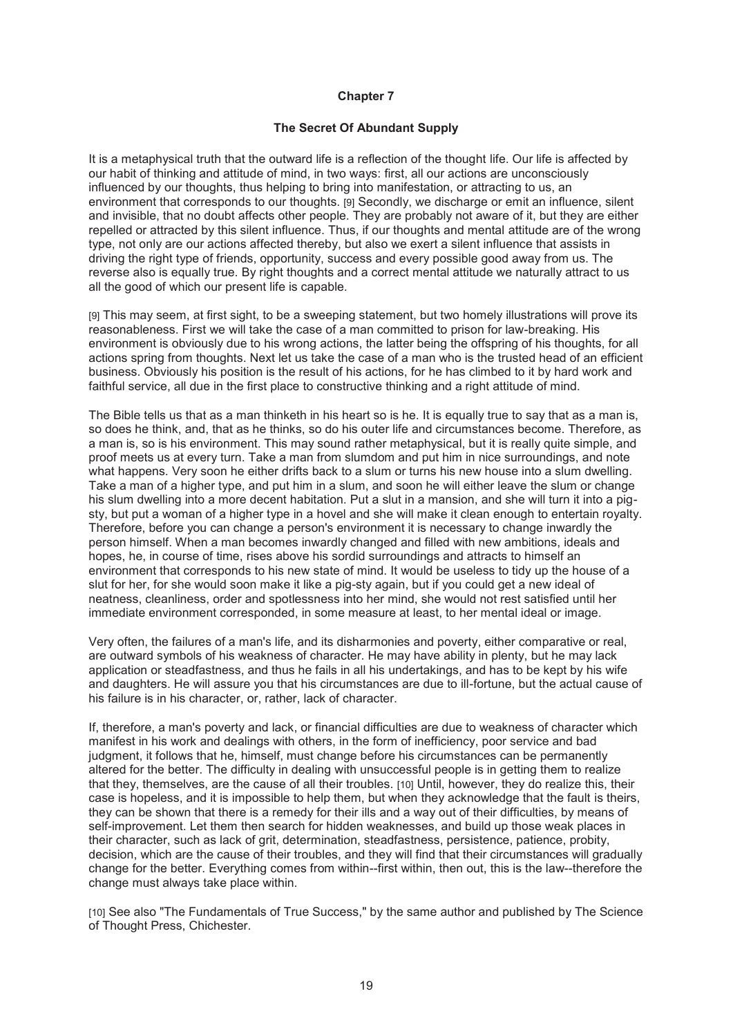## Chapter 7

### The Secret Of Abundant Supply

It is a metaphysical truth that the outward life is a reflection of the thought life. Our life is affected by our habit of thinking and attitude of mind, in two ways: first, all our actions are unconsciously influenced by our thoughts, thus helping to bring into manifestation, or attracting to us, an environment that corresponds to our thoughts. [9] Secondly, we discharge or emit an influence, silent and invisible, that no doubt affects other people. They are probably not aware of it, but they are either repelled or attracted by this silent influence. Thus, if our thoughts and mental attitude are of the wrong type, not only are our actions affected thereby, but also we exert a silent influence that assists in driving the right type of friends, opportunity, success and every possible good away from us. The reverse also is equally true. By right thoughts and a correct mental attitude we naturally attract to us all the good of which our present life is capable.

[9] This may seem, at first sight, to be a sweeping statement, but two homely illustrations will prove its reasonableness. First we will take the case of a man committed to prison for law-breaking. His environment is obviously due to his wrong actions, the latter being the offspring of his thoughts, for all actions spring from thoughts. Next let us take the case of a man who is the trusted head of an efficient business. Obviously his position is the result of his actions, for he has climbed to it by hard work and faithful service, all due in the first place to constructive thinking and a right attitude of mind.

The Bible tells us that as a man thinketh in his heart so is he. It is equally true to say that as a man is, so does he think, and, that as he thinks, so do his outer life and circumstances become. Therefore, as a man is, so is his environment. This may sound rather metaphysical, but it is really quite simple, and proof meets us at every turn. Take a man from slumdom and put him in nice surroundings, and note what happens. Very soon he either drifts back to a slum or turns his new house into a slum dwelling. Take a man of a higher type, and put him in a slum, and soon he will either leave the slum or change his slum dwelling into a more decent habitation. Put a slut in a mansion, and she will turn it into a pig-sty, but put a woman of a higher type in a hovel and she will make it clean enough to entertain royalty. Therefore, before you can change a person's environment it is necessary to change inwardly the person himself. When a man becomes inwardly changed and filled with new ambitions, ideals and hopes, he, in course of time, rises above his sordid surroundings and attracts to himself an environment that corresponds to his new state of mind. It would be useless to tidy up the house of a slut for her, for she would soon make it like a pig-sty again, but if you could get a new ideal of neatness, cleanliness, order and spotlessness into her mind, she would not rest satisfied until her immediate environment corresponded, in some measure at least, to her mental ideal or image.

Very often, the failures of a man's life, and its disharmonies and poverty, either comparative or real, are outward symbols of his weakness of character. He may have ability in plenty, but he may lack application or steadfastness, and thus he fails in all his undertakings, and has to be kept by his wife and daughters. He will assure you that his circumstances are due to ill-fortune, but the actual cause of his failure is in his character, or, rather, lack of character.

If, therefore, a man's poverty and lack, or financial difficulties are due to weakness of character which manifest in his work and dealings with others, in the form of inefficiency, poor service and bad judgment, it follows that he, himself, must change before his circumstances can be permanently altered for the better. The difficulty in dealing with unsuccessful people is in getting them to realize that they, themselves, are the cause of all their troubles. [10] Until, however, they do realize this, their case is hopeless, and it is impossible to help them, but when they acknowledge that the fault is theirs, they can be shown that there is a remedy for their ills and a way out of their difficulties, by means of self-improvement. Let them then search for hidden weaknesses, and build up those weak places in their character, such as lack of grit, determination, steadfastness, persistence, patience, probity, decision, which are the cause of their troubles, and they will find that their circumstances will gradually change for the better. Everything comes from within--first within, then out, this is the law--therefore the change must always take place within.

[10] See also "The Fundamentals of True Success," by the same author and published by The Science of Thought Press, Chichester.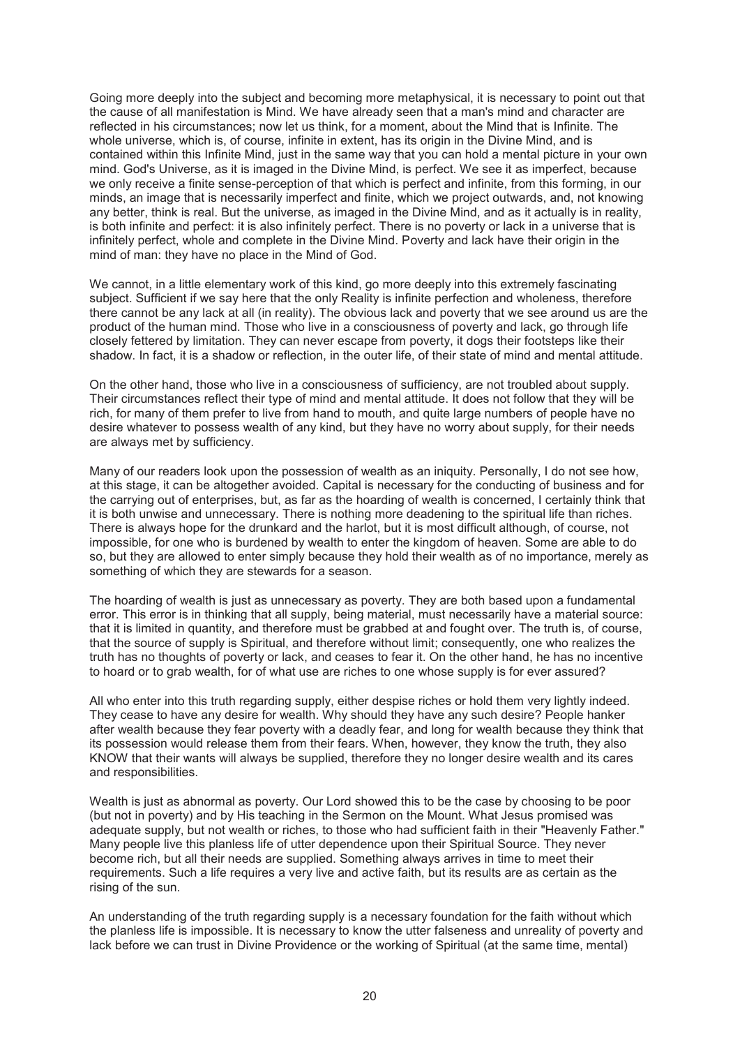Going more deeply into the subject and becoming more metaphysical, it is necessary to point out that the cause of all manifestation is Mind. We have already seen that a man's mind and character are reflected in his circumstances; now let us think, for a moment, about the Mind that is Infinite. The whole universe, which is, of course, infinite in extent, has its origin in the Divine Mind, and is contained within this Infinite Mind, just in the same way that you can hold a mental picture in your own mind. God's Universe, as it is imaged in the Divine Mind, is perfect. We see it as imperfect, because we only receive a finite sense-perception of that which is perfect and infinite, from this forming, in our minds, an image that is necessarily imperfect and finite, which we project outwards, and, not knowing any better, think is real. But the universe, as imaged in the Divine Mind, and as it actually is in reality, is both infinite and perfect: it is also infinitely perfect. There is no poverty or lack in a universe that is infinitely perfect, whole and complete in the Divine Mind. Poverty and lack have their origin in the mind of man: they have no place in the Mind of God.

We cannot, in a little elementary work of this kind, go more deeply into this extremely fascinating subject. Sufficient if we say here that the only Reality is infinite perfection and wholeness, therefore there cannot be any lack at all (in reality). The obvious lack and poverty that we see around us are the product of the human mind. Those who live in a consciousness of poverty and lack, go through life closely fettered by limitation. They can never escape from poverty, it dogs their footsteps like their shadow. In fact, it is a shadow or reflection, in the outer life, of their state of mind and mental attitude.

On the other hand, those who live in a consciousness of sufficiency, are not troubled about supply. Their circumstances reflect their type of mind and mental attitude. It does not follow that they will be rich, for many of them prefer to live from hand to mouth, and quite large numbers of people have no desire whatever to possess wealth of any kind, but they have no worry about supply, for their needs are always met by sufficiency.

Many of our readers look upon the possession of wealth as an iniquity. Personally, I do not see how, at this stage, it can be altogether avoided. Capital is necessary for the conducting of business and for the carrying out of enterprises, but, as far as the hoarding of wealth is concerned, I certainly think that it is both unwise and unnecessary. There is nothing more deadening to the spiritual life than riches. There is always hope for the drunkard and the harlot, but it is most difficult although, of course, not impossible, for one who is burdened by wealth to enter the kingdom of heaven. Some are able to do so, but they are allowed to enter simply because they hold their wealth as of no importance, merely as something of which they are stewards for a season.

The hoarding of wealth is just as unnecessary as poverty. They are both based upon a fundamental error. This error is in thinking that all supply, being material, must necessarily have a material source: that it is limited in quantity, and therefore must be grabbed at and fought over. The truth is, of course, that the source of supply is Spiritual, and therefore without limit; consequently, one who realizes the truth has no thoughts of poverty or lack, and ceases to fear it. On the other hand, he has no incentive to hoard or to grab wealth, for of what use are riches to one whose supply is for ever assured?

All who enter into this truth regarding supply, either despise riches or hold them very lightly indeed. They cease to have any desire for wealth. Why should they have any such desire? People hanker after wealth because they fear poverty with a deadly fear, and long for wealth because they think that its possession would release them from their fears. When, however, they know the truth, they also KNOW that their wants will always be supplied, therefore they no longer desire wealth and its cares and responsibilities.

Wealth is just as abnormal as poverty. Our Lord showed this to be the case by choosing to be poor (but not in poverty) and by His teaching in the Sermon on the Mount. What Jesus promised was adequate supply, but not wealth or riches, to those who had sufficient faith in their "Heavenly Father." Many people live this planless life of utter dependence upon their Spiritual Source. They never become rich, but all their needs are supplied. Something always arrives in time to meet their requirements. Such a life requires a very live and active faith, but its results are as certain as the rising of the sun.

An understanding of the truth regarding supply is a necessary foundation for the faith without which the planless life is impossible. It is necessary to know the utter falseness and unreality of poverty and lack before we can trust in Divine Providence or the working of Spiritual (at the same time, mental)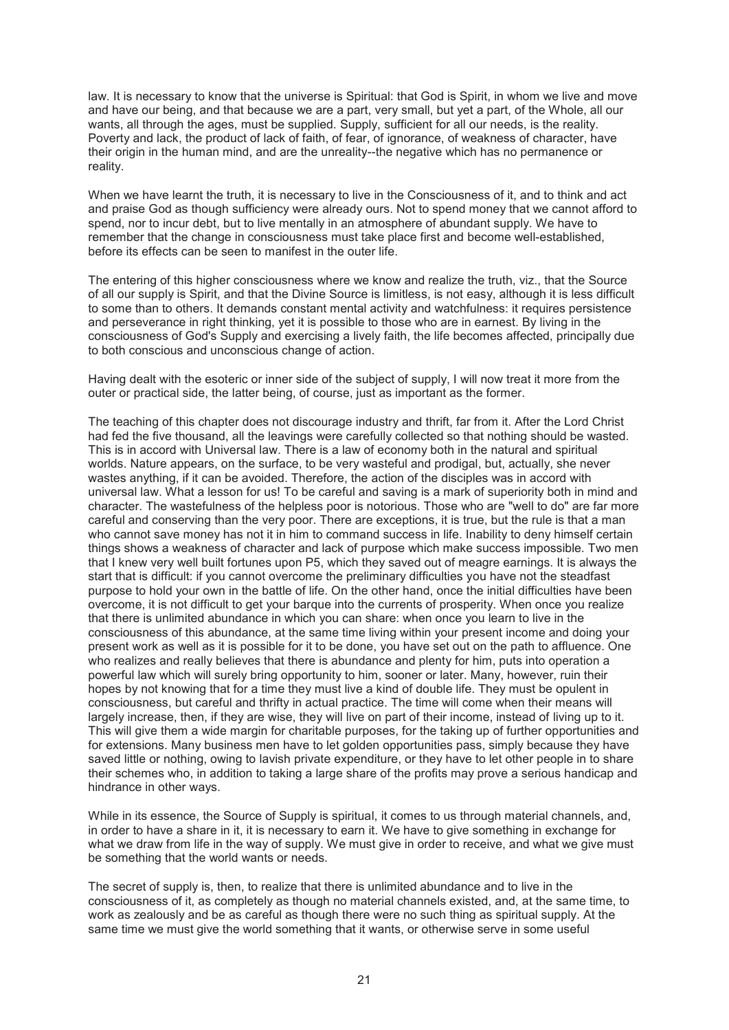law. It is necessary to know that the universe is Spiritual: that God is Spirit, in whom we live and move and have our being, and that because we are a part, very small, but yet a part, of the Whole, all our wants, all through the ages, must be supplied. Supply, sufficient for all our needs, is the reality. Poverty and lack, the product of lack of faith, of fear, of ignorance, of weakness of character, have their origin in the human mind, and are the unreality--the negative which has no permanence or reality.

When we have learnt the truth, it is necessary to live in the Consciousness of it, and to think and act and praise God as though sufficiency were already ours. Not to spend money that we cannot afford to spend, nor to incur debt, but to live mentally in an atmosphere of abundant supply. We have to remember that the change in consciousness must take place first and become well-established, before its effects can be seen to manifest in the outer life.

The entering of this higher consciousness where we know and realize the truth, viz., that the Source of all our supply is Spirit, and that the Divine Source is limitless, is not easy, although it is less difficult to some than to others. It demands constant mental activity and watchfulness: it requires persistence and perseverance in right thinking, yet it is possible to those who are in earnest. By living in the consciousness of God's Supply and exercising a lively faith, the life becomes affected, principally due to both conscious and unconscious change of action.

Having dealt with the esoteric or inner side of the subject of supply, I will now treat it more from the outer or practical side, the latter being, of course, just as important as the former.

The teaching of this chapter does not discourage industry and thrift, far from it. After the Lord Christ had fed the five thousand, all the leavings were carefully collected so that nothing should be wasted. This is in accord with Universal law. There is a law of economy both in the natural and spiritual worlds. Nature appears, on the surface, to be very wasteful and prodigal, but, actually, she never wastes anything, if it can be avoided. Therefore, the action of the disciples was in accord with universal law. What a lesson for us! To be careful and saving is a mark of superiority both in mind and character. The wastefulness of the helpless poor is notorious. Those who are "well to do" are far more careful and conserving than the very poor. There are exceptions, it is true, but the rule is that a man who cannot save money has not it in him to command success in life. Inability to deny himself certain things shows a weakness of character and lack of purpose which make success impossible. Two men that I knew very well built fortunes upon P5, which they saved out of meagre earnings. It is always the start that is difficult: if you cannot overcome the preliminary difficulties you have not the steadfast purpose to hold your own in the battle of life. On the other hand, once the initial difficulties have been overcome, it is not difficult to get your barque into the currents of prosperity. When once you realize that there is unlimited abundance in which you can share: when once you learn to live in the consciousness of this abundance, at the same time living within your present income and doing your present work as well as it is possible for it to be done, you have set out on the path to affluence. One who realizes and really believes that there is abundance and plenty for him, puts into operation a powerful law which will surely bring opportunity to him, sooner or later. Many, however, ruin their hopes by not knowing that for a time they must live a kind of double life. They must be opulent in consciousness, but careful and thrifty in actual practice. The time will come when their means will largely increase, then, if they are wise, they will live on part of their income, instead of living up to it. This will give them a wide margin for charitable purposes, for the taking up of further opportunities and for extensions. Many business men have to let golden opportunities pass, simply because they have saved little or nothing, owing to lavish private expenditure, or they have to let other people in to share their schemes who, in addition to taking a large share of the profits may prove a serious handicap and hindrance in other ways.

While in its essence, the Source of Supply is spiritual, it comes to us through material channels, and, in order to have a share in it, it is necessary to earn it. We have to give something in exchange for what we draw from life in the way of supply. We must give in order to receive, and what we give must be something that the world wants or needs.

The secret of supply is, then, to realize that there is unlimited abundance and to live in the consciousness of it, as completely as though no material channels existed, and, at the same time, to work as zealously and be as careful as though there were no such thing as spiritual supply. At the same time we must give the world something that it wants, or otherwise serve in some useful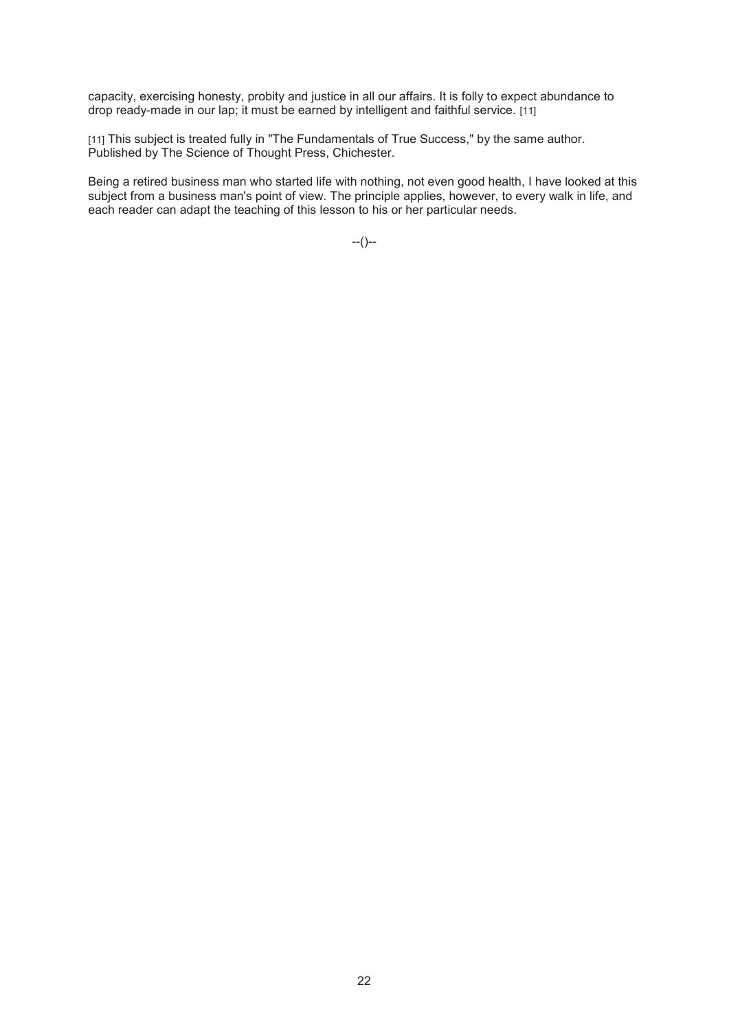capacity, exercising honesty, probity and justice in all our affairs. It is folly to expect abundance to drop ready-made in our lap; it must be earned by intelligent and faithful service. [11]

[11] This subject is treated fully in "The Fundamentals of True Success," by the same author. Published by The Science of Thought Press, Chichester.

Being a retired business man who started life with nothing, not even good health, I have looked at this subject from a business man's point of view. The principle applies, however, to every walk in life, and each reader can adapt the teaching of this lesson to his or her particular needs.

--()--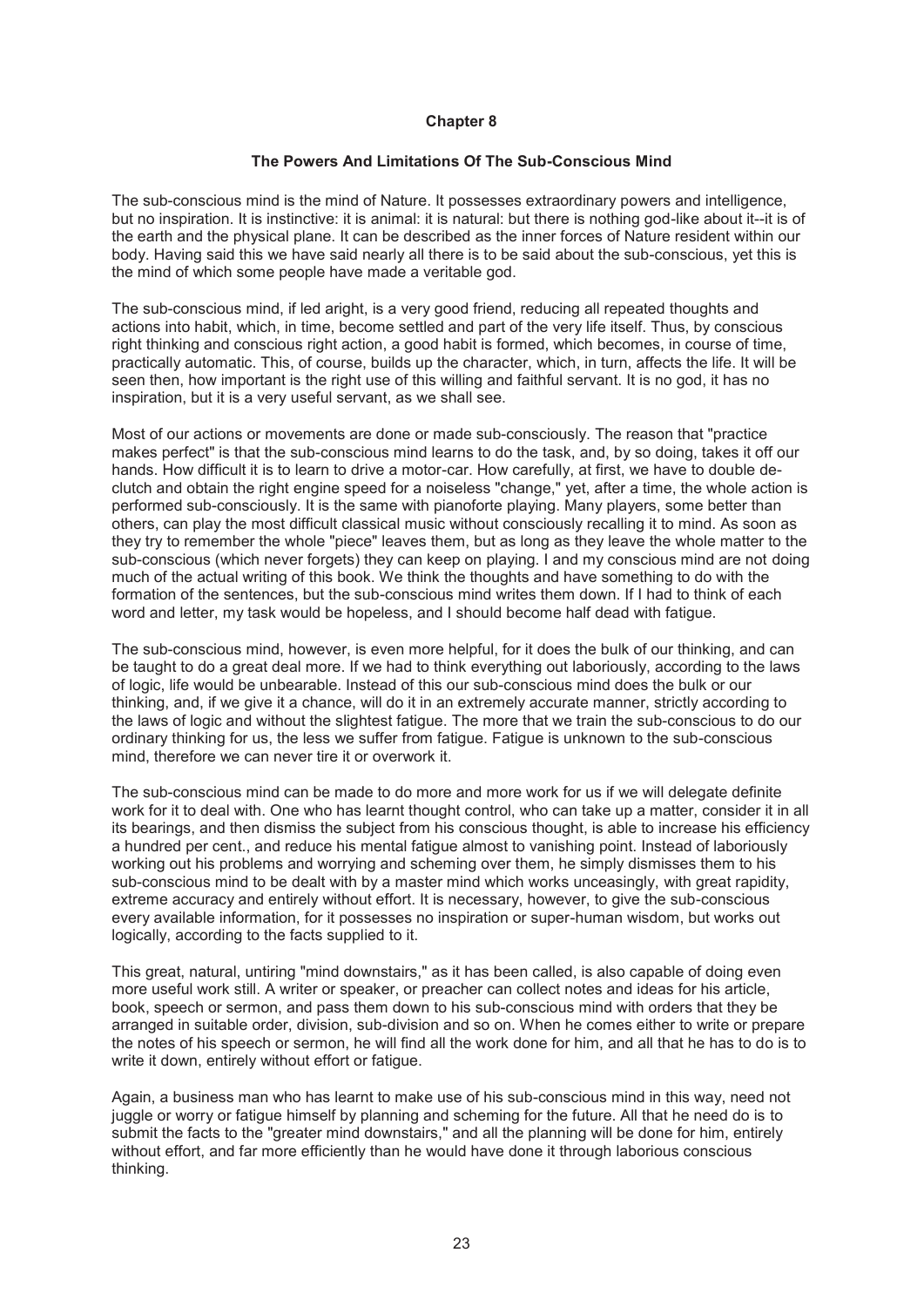# Chapter 8

## The Powers And Limitations Of The Sub-Conscious Mind

The sub-conscious mind is the mind of Nature. It possesses extraordinary powers and intelligence, but no inspiration. It is instinctive: it is animal: it is natural: but there is nothing god-like about it--it is of the earth and the physical plane. It can be described as the inner forces of Nature resident within our body. Having said this we have said nearly all there is to be said about the sub-conscious, yet this is the mind of which some people have made a veritable god.

The sub-conscious mind, if led aright, is a very good friend, reducing all repeated thoughts and actions into habit, which, in time, become settled and part of the very life itself. Thus, by conscious right thinking and conscious right action, a good habit is formed, which becomes, in course of time, practically automatic. This, of course, builds up the character, which, in turn, affects the life. It will be seen then, how important is the right use of this willing and faithful servant. It is no god, it has no inspiration, but it is a very useful servant, as we shall see.

Most of our actions or movements are done or made sub-consciously. The reason that "practice makes perfect" is that the sub-conscious mind learns to do the task, and, by so doing, takes it off our hands. How difficult it is to learn to drive a motor-car. How carefully, at first, we have to double de-clutch and obtain the right engine speed for a noiseless "change," yet, after a time, the whole action is performed sub-consciously. It is the same with pianoforte playing. Many players, some better than others, can play the most difficult classical music without consciously recalling it to mind. As soon as they try to remember the whole "piece" leaves them, but as long as they leave the whole matter to the sub-conscious (which never forgets) they can keep on playing. I and my conscious mind are not doing much of the actual writing of this book. We think the thoughts and have something to do with the formation of the sentences, but the sub-conscious mind writes them down. If I had to think of each word and letter, my task would be hopeless, and I should become half dead with fatigue.

The sub-conscious mind, however, is even more helpful, for it does the bulk of our thinking, and can be taught to do a great deal more. If we had to think everything out laboriously, according to the laws of logic, life would be unbearable. Instead of this our sub-conscious mind does the bulk or our thinking, and, if we give it a chance, will do it in an extremely accurate manner, strictly according to the laws of logic and without the slightest fatigue. The more that we train the sub-conscious to do our ordinary thinking for us, the less we suffer from fatigue. Fatigue is unknown to the sub-conscious mind, therefore we can never tire it or overwork it.

The sub-conscious mind can be made to do more and more work for us if we will delegate definite work for it to deal with. One who has learnt thought control, who can take up a matter, consider it in all its bearings, and then dismiss the subject from his conscious thought, is able to increase his efficiency a hundred per cent., and reduce his mental fatigue almost to vanishing point. Instead of laboriously working out his problems and worrying and scheming over them, he simply dismisses them to his sub-conscious mind to be dealt with by a master mind which works unceasingly, with great rapidity, extreme accuracy and entirely without effort. It is necessary, however, to give the sub-conscious every available information, for it possesses no inspiration or super-human wisdom, but works out logically, according to the facts supplied to it.

This great, natural, untiring "mind downstairs," as it has been called, is also capable of doing even more useful work still. A writer or speaker, or preacher can collect notes and ideas for his article, book, speech or sermon, and pass them down to his sub-conscious mind with orders that they be arranged in suitable order, division, sub-division and so on. When he comes either to write or prepare the notes of his speech or sermon, he will find all the work done for him, and all that he has to do is to write it down, entirely without effort or fatigue.

Again, a business man who has learnt to make use of his sub-conscious mind in this way, need not juggle or worry or fatigue himself by planning and scheming for the future. All that he need do is to submit the facts to the "greater mind downstairs," and all the planning will be done for him, entirely without effort, and far more efficiently than he would have done it through laborious conscious thinking.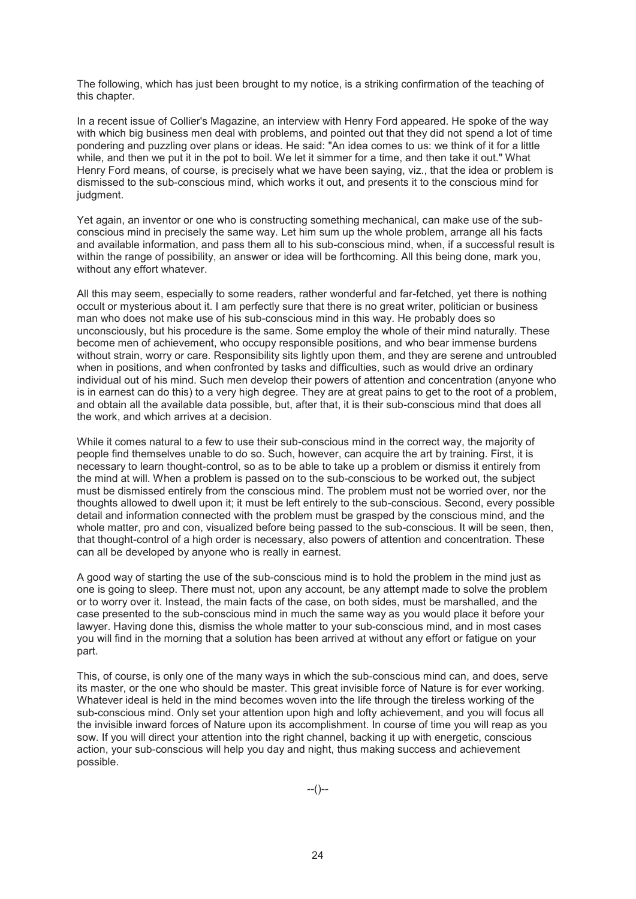The following, which has just been brought to my notice, is a striking confirmation of the teaching of this chapter.

In a recent issue of Collier's Magazine, an interview with Henry Ford appeared. He spoke of the way with which big business men deal with problems, and pointed out that they did not spend a lot of time pondering and puzzling over plans or ideas. He said: "An idea comes to us: we think of it for a little while, and then we put it in the pot to boil. We let it simmer for a time, and then take it out." What Henry Ford means, of course, is precisely what we have been saying, viz., that the idea or problem is dismissed to the sub-conscious mind, which works it out, and presents it to the conscious mind for judgment.

Yet again, an inventor or one who is constructing something mechanical, can make use of the sub-conscious mind in precisely the same way. Let him sum up the whole problem, arrange all his facts and available information, and pass them all to his sub-conscious mind, when, if a successful result is within the range of possibility, an answer or idea will be forthcoming. All this being done, mark you, without any effort whatever.

All this may seem, especially to some readers, rather wonderful and far-fetched, yet there is nothing occult or mysterious about it. I am perfectly sure that there is no great writer, politician or business man who does not make use of his sub-conscious mind in this way. He probably does so unconsciously, but his procedure is the same. Some employ the whole of their mind naturally. These become men of achievement, who occupy responsible positions, and who bear immense burdens without strain, worry or care. Responsibility sits lightly upon them, and they are serene and untroubled when in positions, and when confronted by tasks and difficulties, such as would drive an ordinary individual out of his mind. Such men develop their powers of attention and concentration (anyone who is in earnest can do this) to a very high degree. They are at great pains to get to the root of a problem, and obtain all the available data possible, but, after that, it is their sub-conscious mind that does all the work, and which arrives at a decision.

While it comes natural to a few to use their sub-conscious mind in the correct way, the majority of people find themselves unable to do so. Such, however, can acquire the art by training. First, it is necessary to learn thought-control, so as to be able to take up a problem or dismiss it entirely from the mind at will. When a problem is passed on to the sub-conscious to be worked out, the subject must be dismissed entirely from the conscious mind. The problem must not be worried over, nor the thoughts allowed to dwell upon it; it must be left entirely to the sub-conscious. Second, every possible detail and information connected with the problem must be grasped by the conscious mind, and the whole matter, pro and con, visualized before being passed to the sub-conscious. It will be seen, then, that thought-control of a high order is necessary, also powers of attention and concentration. These can all be developed by anyone who is really in earnest.

A good way of starting the use of the sub-conscious mind is to hold the problem in the mind just as one is going to sleep. There must not, upon any account, be any attempt made to solve the problem or to worry over it. Instead, the main facts of the case, on both sides, must be marshalled, and the case presented to the sub-conscious mind in much the same way as you would place it before your lawyer. Having done this, dismiss the whole matter to your sub-conscious mind, and in most cases you will find in the morning that a solution has been arrived at without any effort or fatigue on your part.

This, of course, is only one of the many ways in which the sub-conscious mind can, and does, serve its master, or the one who should be master. This great invisible force of Nature is for ever working. Whatever ideal is held in the mind becomes woven into the life through the tireless working of the sub-conscious mind. Only set your attention upon high and lofty achievement, and you will focus all the invisible inward forces of Nature upon its accomplishment. In course of time you will reap as you sow. If you will direct your attention into the right channel, backing it up with energetic, conscious action, your sub-conscious will help you day and night, thus making success and achievement possible.

--()--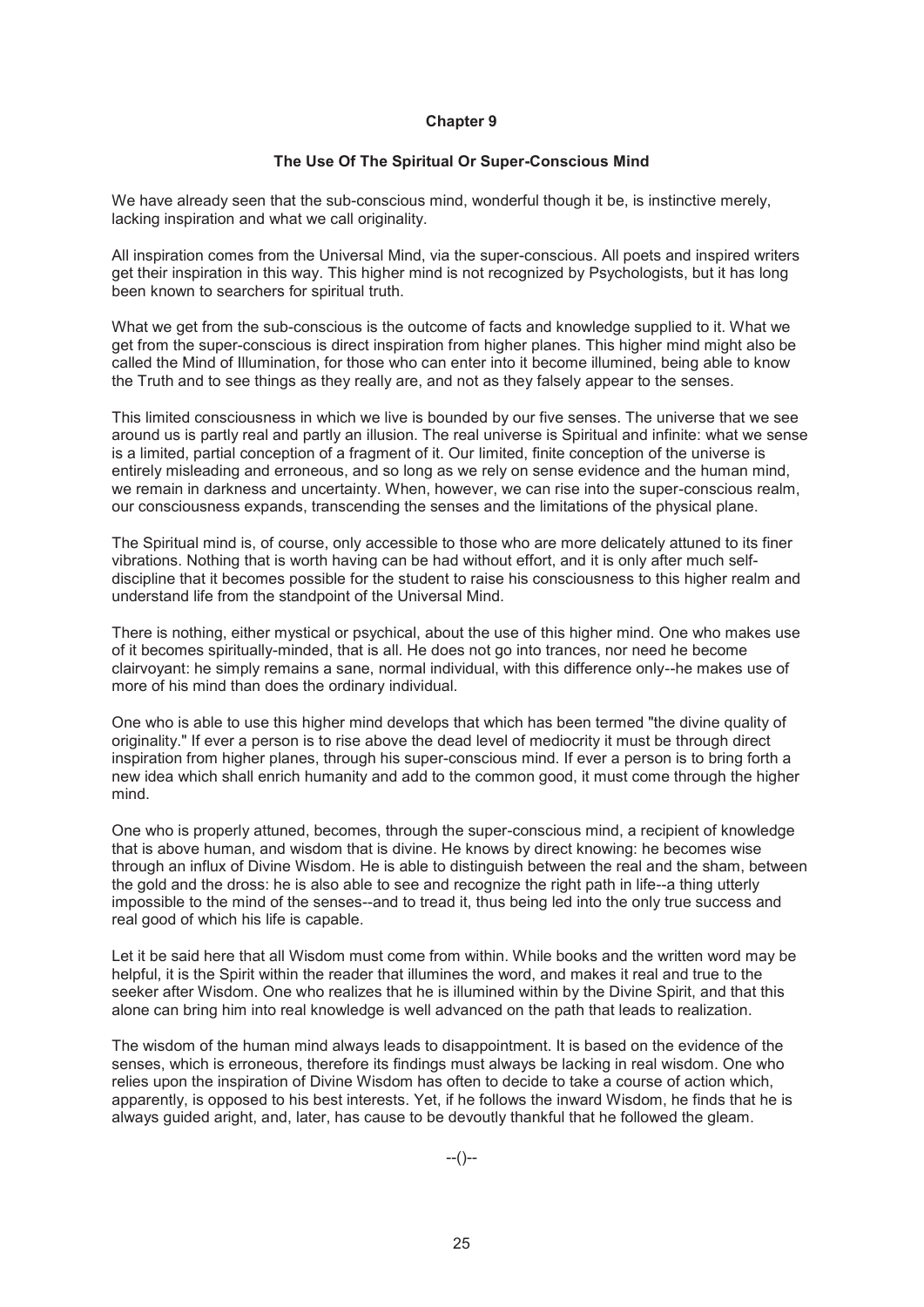## Chapter 9

### The Use Of The Spiritual Or Super-Conscious Mind

We have already seen that the sub-conscious mind, wonderful though it be, is instinctive merely, lacking inspiration and what we call originality.

All inspiration comes from the Universal Mind, via the super-conscious. All poets and inspired writers get their inspiration in this way. This higher mind is not recognized by Psychologists, but it has long been known to searchers for spiritual truth.

What we get from the sub-conscious is the outcome of facts and knowledge supplied to it. What we get from the super-conscious is direct inspiration from higher planes. This higher mind might also be called the Mind of Illumination, for those who can enter into it become illumined, being able to know the Truth and to see things as they really are, and not as they falsely appear to the senses.

This limited consciousness in which we live is bounded by our five senses. The universe that we see around us is partly real and partly an illusion. The real universe is Spiritual and infinite: what we sense is a limited, partial conception of a fragment of it. Our limited, finite conception of the universe is entirely misleading and erroneous, and so long as we rely on sense evidence and the human mind, we remain in darkness and uncertainty. When, however, we can rise into the super-conscious realm, our consciousness expands, transcending the senses and the limitations of the physical plane.

The Spiritual mind is, of course, only accessible to those who are more delicately attuned to its finer vibrations. Nothing that is worth having can be had without effort, and it is only after much self-discipline that it becomes possible for the student to raise his consciousness to this higher realm and understand life from the standpoint of the Universal Mind.

There is nothing, either mystical or psychical, about the use of this higher mind. One who makes use of it becomes spiritually-minded, that is all. He does not go into trances, nor need he become clairvoyant: he simply remains a sane, normal individual, with this difference only--he makes use of more of his mind than does the ordinary individual.

One who is able to use this higher mind develops that which has been termed "the divine quality of originality." If ever a person is to rise above the dead level of mediocrity it must be through direct inspiration from higher planes, through his super-conscious mind. If ever a person is to bring forth a new idea which shall enrich humanity and add to the common good, it must come through the higher mind.

One who is properly attuned, becomes, through the super-conscious mind, a recipient of knowledge that is above human, and wisdom that is divine. He knows by direct knowing: he becomes wise through an influx of Divine Wisdom. He is able to distinguish between the real and the sham, between the gold and the dross: he is also able to see and recognize the right path in life--a thing utterly impossible to the mind of the senses--and to tread it, thus being led into the only true success and real good of which his life is capable.

Let it be said here that all Wisdom must come from within. While books and the written word may be helpful, it is the Spirit within the reader that illumines the word, and makes it real and true to the seeker after Wisdom. One who realizes that he is illumined within by the Divine Spirit, and that this alone can bring him into real knowledge is well advanced on the path that leads to realization.

The wisdom of the human mind always leads to disappointment. It is based on the evidence of the senses, which is erroneous, therefore its findings must always be lacking in real wisdom. One who relies upon the inspiration of Divine Wisdom has often to decide to take a course of action which, apparently, is opposed to his best interests. Yet, if he follows the inward Wisdom, he finds that he is always guided aright, and, later, has cause to be devoutly thankful that he followed the gleam.

--()--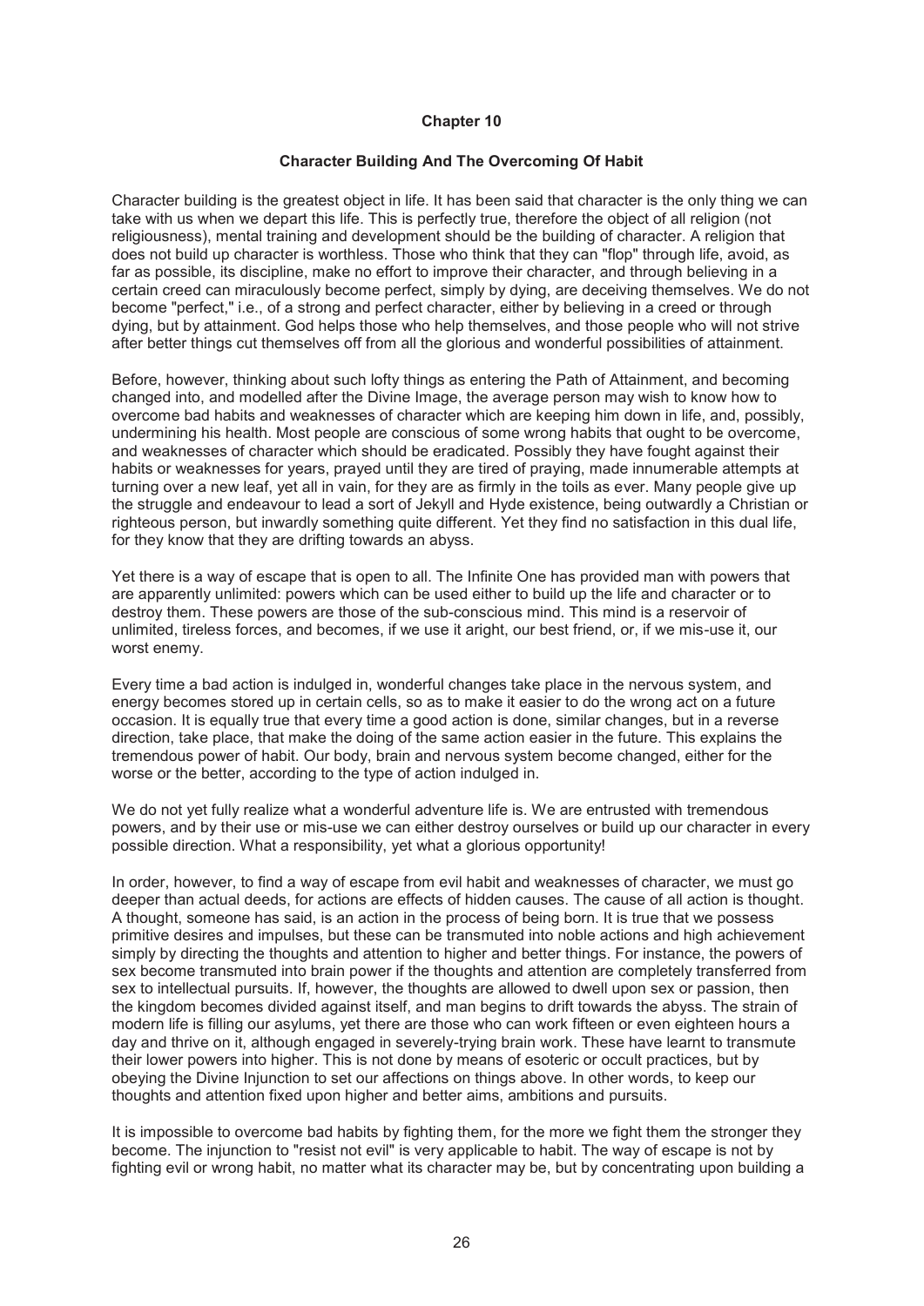# Chapter 10

## Character Building And The Overcoming Of Habit

Character building is the greatest object in life. It has been said that character is the only thing we can take with us when we depart this life. This is perfectly true, therefore the object of all religion (not religiousness), mental training and development should be the building of character. A religion that does not build up character is worthless. Those who think that they can "flop" through life, avoid, as far as possible, its discipline, make no effort to improve their character, and through believing in a certain creed can miraculously become perfect, simply by dying, are deceiving themselves. We do not become "perfect," i.e., of a strong and perfect character, either by believing in a creed or through dying, but by attainment. God helps those who help themselves, and those people who will not strive after better things cut themselves off from all the glorious and wonderful possibilities of attainment.

Before, however, thinking about such lofty things as entering the Path of Attainment, and becoming changed into, and modelled after the Divine Image, the average person may wish to know how to overcome bad habits and weaknesses of character which are keeping him down in life, and, possibly, undermining his health. Most people are conscious of some wrong habits that ought to be overcome, and weaknesses of character which should be eradicated. Possibly they have fought against their habits or weaknesses for years, prayed until they are tired of praying, made innumerable attempts at turning over a new leaf, yet all in vain, for they are as firmly in the toils as ever. Many people give up the struggle and endeavour to lead a sort of Jekyll and Hyde existence, being outwardly a Christian or righteous person, but inwardly something quite different. Yet they find no satisfaction in this dual life, for they know that they are drifting towards an abyss.

Yet there is a way of escape that is open to all. The Infinite One has provided man with powers that are apparently unlimited: powers which can be used either to build up the life and character or to destroy them. These powers are those of the sub-conscious mind. This mind is a reservoir of unlimited, tireless forces, and becomes, if we use it aright, our best friend, or, if we mis-use it, our worst enemy.

Every time a bad action is indulged in, wonderful changes take place in the nervous system, and energy becomes stored up in certain cells, so as to make it easier to do the wrong act on a future occasion. It is equally true that every time a good action is done, similar changes, but in a reverse direction, take place, that make the doing of the same action easier in the future. This explains the tremendous power of habit. Our body, brain and nervous system become changed, either for the worse or the better, according to the type of action indulged in.

We do not yet fully realize what a wonderful adventure life is. We are entrusted with tremendous powers, and by their use or mis-use we can either destroy ourselves or build up our character in every possible direction. What a responsibility, yet what a glorious opportunity!

In order, however, to find a way of escape from evil habit and weaknesses of character, we must go deeper than actual deeds, for actions are effects of hidden causes. The cause of all action is thought. A thought, someone has said, is an action in the process of being born. It is true that we possess primitive desires and impulses, but these can be transmuted into noble actions and high achievement simply by directing the thoughts and attention to higher and better things. For instance, the powers of sex become transmuted into brain power if the thoughts and attention are completely transferred from sex to intellectual pursuits. If, however, the thoughts are allowed to dwell upon sex or passion, then the kingdom becomes divided against itself, and man begins to drift towards the abyss. The strain of modern life is filling our asylums, yet there are those who can work fifteen or even eighteen hours a day and thrive on it, although engaged in severely-trying brain work. These have learnt to transmute their lower powers into higher. This is not done by means of esoteric or occult practices, but by obeying the Divine Injunction to set our affections on things above. In other words, to keep our thoughts and attention fixed upon higher and better aims, ambitions and pursuits.

It is impossible to overcome bad habits by fighting them, for the more we fight them the stronger they become. The injunction to "resist not evil" is very applicable to habit. The way of escape is not by fighting evil or wrong habit, no matter what its character may be, but by concentrating upon building a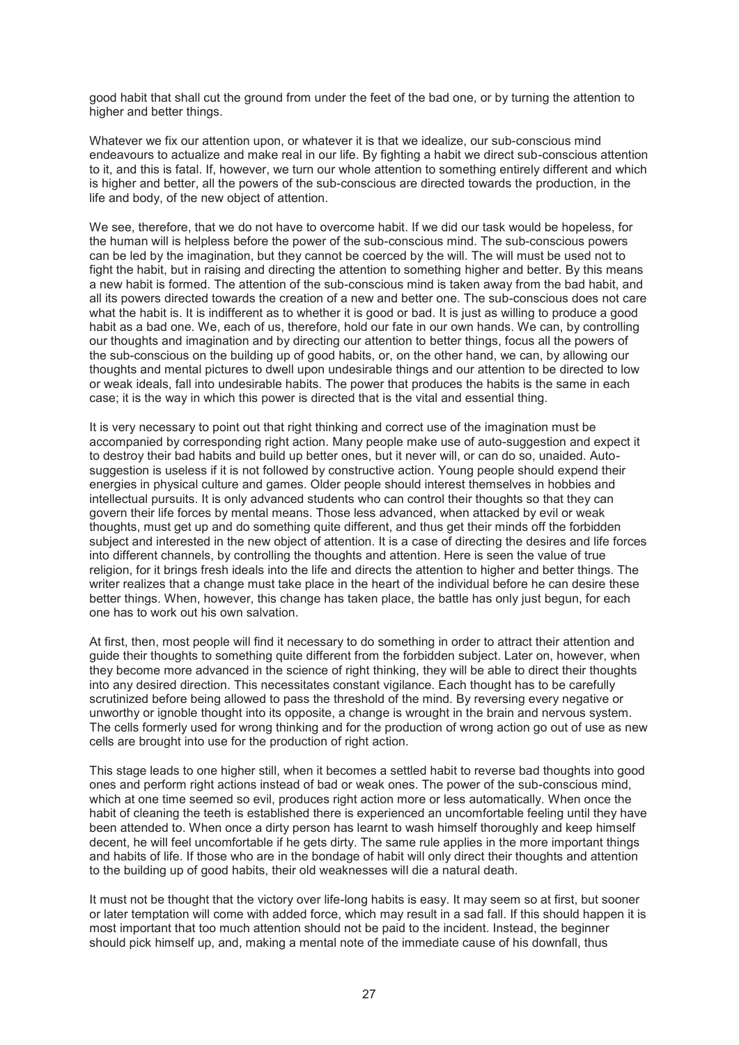good habit that shall cut the ground from under the feet of the bad one, or by turning the attention to higher and better things.

Whatever we fix our attention upon, or whatever it is that we idealize, our sub-conscious mind endeavours to actualize and make real in our life. By fighting a habit we direct sub-conscious attention to it, and this is fatal. If, however, we turn our whole attention to something entirely different and which is higher and better, all the powers of the sub-conscious are directed towards the production, in the life and body, of the new object of attention.

We see, therefore, that we do not have to overcome habit. If we did our task would be hopeless, for the human will is helpless before the power of the sub-conscious mind. The sub-conscious powers can be led by the imagination, but they cannot be coerced by the will. The will must be used not to fight the habit, but in raising and directing the attention to something higher and better. By this means a new habit is formed. The attention of the sub-conscious mind is taken away from the bad habit, and all its powers directed towards the creation of a new and better one. The sub-conscious does not care what the habit is. It is indifferent as to whether it is good or bad. It is just as willing to produce a good habit as a bad one. We, each of us, therefore, hold our fate in our own hands. We can, by controlling our thoughts and imagination and by directing our attention to better things, focus all the powers of the sub-conscious on the building up of good habits, or, on the other hand, we can, by allowing our thoughts and mental pictures to dwell upon undesirable things and our attention to be directed to low or weak ideals, fall into undesirable habits. The power that produces the habits is the same in each case; it is the way in which this power is directed that is the vital and essential thing.

It is very necessary to point out that right thinking and correct use of the imagination must be accompanied by corresponding right action. Many people make use of auto-suggestion and expect it to destroy their bad habits and build up better ones, but it never will, or can do so, unaided. Auto-suggestion is useless if it is not followed by constructive action. Young people should expend their energies in physical culture and games. Older people should interest themselves in hobbies and intellectual pursuits. It is only advanced students who can control their thoughts so that they can govern their life forces by mental means. Those less advanced, when attacked by evil or weak thoughts, must get up and do something quite different, and thus get their minds off the forbidden subject and interested in the new object of attention. It is a case of directing the desires and life forces into different channels, by controlling the thoughts and attention. Here is seen the value of true religion, for it brings fresh ideals into the life and directs the attention to higher and better things. The writer realizes that a change must take place in the heart of the individual before he can desire these better things. When, however, this change has taken place, the battle has only just begun, for each one has to work out his own salvation.

At first, then, most people will find it necessary to do something in order to attract their attention and guide their thoughts to something quite different from the forbidden subject. Later on, however, when they become more advanced in the science of right thinking, they will be able to direct their thoughts into any desired direction. This necessitates constant vigilance. Each thought has to be carefully scrutinized before being allowed to pass the threshold of the mind. By reversing every negative or unworthy or ignoble thought into its opposite, a change is wrought in the brain and nervous system. The cells formerly used for wrong thinking and for the production of wrong action go out of use as new cells are brought into use for the production of right action.

This stage leads to one higher still, when it becomes a settled habit to reverse bad thoughts into good ones and perform right actions instead of bad or weak ones. The power of the sub-conscious mind, which at one time seemed so evil, produces right action more or less automatically. When once the habit of cleaning the teeth is established there is experienced an uncomfortable feeling until they have been attended to. When once a dirty person has learnt to wash himself thoroughly and keep himself decent, he will feel uncomfortable if he gets dirty. The same rule applies in the more important things and habits of life. If those who are in the bondage of habit will only direct their thoughts and attention to the building up of good habits, their old weaknesses will die a natural death.

It must not be thought that the victory over life-long habits is easy. It may seem so at first, but sooner or later temptation will come with added force, which may result in a sad fall. If this should happen it is most important that too much attention should not be paid to the incident. Instead, the beginner should pick himself up, and, making a mental note of the immediate cause of his downfall, thus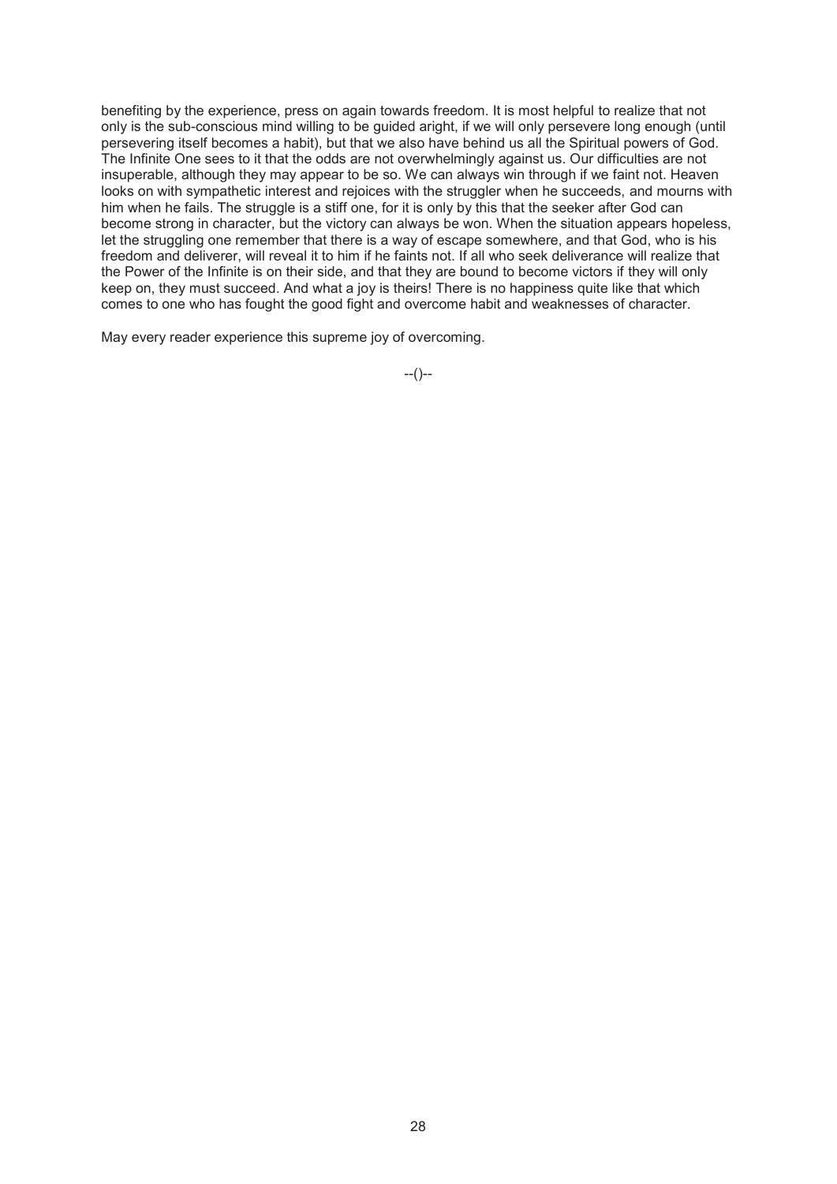benefiting by the experience, press on again towards freedom. It is most helpful to realize that not only is the sub-conscious mind willing to be guided aright, if we will only persevere long enough (until persevering itself becomes a habit), but that we also have behind us all the Spiritual powers of God. The Infinite One sees to it that the odds are not overwhelmingly against us. Our difficulties are not insuperable, although they may appear to be so. We can always win through if we faint not. Heaven looks on with sympathetic interest and rejoices with the struggler when he succeeds, and mourns with him when he fails. The struggle is a stiff one, for it is only by this that the seeker after God can become strong in character, but the victory can always be won. When the situation appears hopeless, let the struggling one remember that there is a way of escape somewhere, and that God, who is his freedom and deliverer, will reveal it to him if he faints not. If all who seek deliverance will realize that the Power of the Infinite is on their side, and that they are bound to become victors if they will only keep on, they must succeed. And what a joy is theirs! There is no happiness quite like that which comes to one who has fought the good fight and overcome habit and weaknesses of character.

May every reader experience this supreme joy of overcoming.

--()--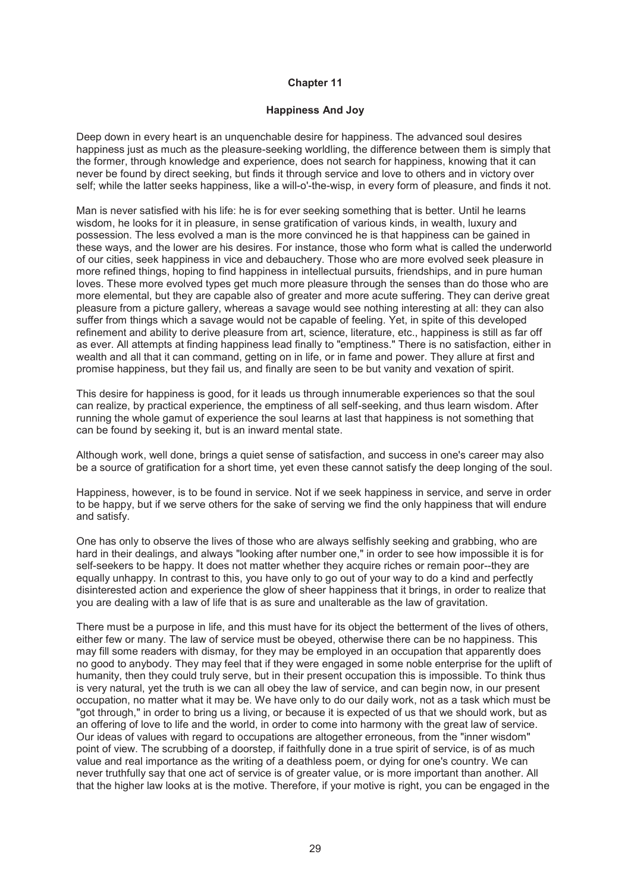# Chapter 11

## Happiness And Joy

Deep down in every heart is an unquenchable desire for happiness. The advanced soul desires happiness just as much as the pleasure-seeking worldling, the difference between them is simply that the former, through knowledge and experience, does not search for happiness, knowing that it can never be found by direct seeking, but finds it through service and love to others and in victory over self; while the latter seeks happiness, like a will-o'-the-wisp, in every form of pleasure, and finds it not.

Man is never satisfied with his life: he is for ever seeking something that is better. Until he learns wisdom, he looks for it in pleasure, in sense gratification of various kinds, in wealth, luxury and possession. The less evolved a man is the more convinced he is that happiness can be gained in these ways, and the lower are his desires. For instance, those who form what is called the underworld of our cities, seek happiness in vice and debauchery. Those who are more evolved seek pleasure in more refined things, hoping to find happiness in intellectual pursuits, friendships, and in pure human loves. These more evolved types get much more pleasure through the senses than do those who are more elemental, but they are capable also of greater and more acute suffering. They can derive great pleasure from a picture gallery, whereas a savage would see nothing interesting at all: they can also suffer from things which a savage would not be capable of feeling. Yet, in spite of this developed refinement and ability to derive pleasure from art, science, literature, etc., happiness is still as far off as ever. All attempts at finding happiness lead finally to "emptiness." There is no satisfaction, either in wealth and all that it can command, getting on in life, or in fame and power. They allure at first and promise happiness, but they fail us, and finally are seen to be but vanity and vexation of spirit.

This desire for happiness is good, for it leads us through innumerable experiences so that the soul can realize, by practical experience, the emptiness of all self-seeking, and thus learn wisdom. After running the whole gamut of experience the soul learns at last that happiness is not something that can be found by seeking it, but is an inward mental state.

Although work, well done, brings a quiet sense of satisfaction, and success in one's career may also be a source of gratification for a short time, yet even these cannot satisfy the deep longing of the soul.

Happiness, however, is to be found in service. Not if we seek happiness in service, and serve in order to be happy, but if we serve others for the sake of serving we find the only happiness that will endure and satisfy.

One has only to observe the lives of those who are always selfishly seeking and grabbing, who are hard in their dealings, and always "looking after number one," in order to see how impossible it is for self-seekers to be happy. It does not matter whether they acquire riches or remain poor--they are equally unhappy. In contrast to this, you have only to go out of your way to do a kind and perfectly disinterested action and experience the glow of sheer happiness that it brings, in order to realize that you are dealing with a law of life that is as sure and unalterable as the law of gravitation.

There must be a purpose in life, and this must have for its object the betterment of the lives of others, either few or many. The law of service must be obeyed, otherwise there can be no happiness. This may fill some readers with dismay, for they may be employed in an occupation that apparently does no good to anybody. They may feel that if they were engaged in some noble enterprise for the uplift of humanity, then they could truly serve, but in their present occupation this is impossible. To think thus is very natural, yet the truth is we can all obey the law of service, and can begin now, in our present occupation, no matter what it may be. We have only to do our daily work, not as a task which must be "got through," in order to bring us a living, or because it is expected of us that we should work, but as an offering of love to life and the world, in order to come into harmony with the great law of service. Our ideas of values with regard to occupations are altogether erroneous, from the "inner wisdom" point of view. The scrubbing of a doorstep, if faithfully done in a true spirit of service, is of as much value and real importance as the writing of a deathless poem, or dying for one's country. We can never truthfully say that one act of service is of greater value, or is more important than another. All that the higher law looks at is the motive. Therefore, if your motive is right, you can be engaged in the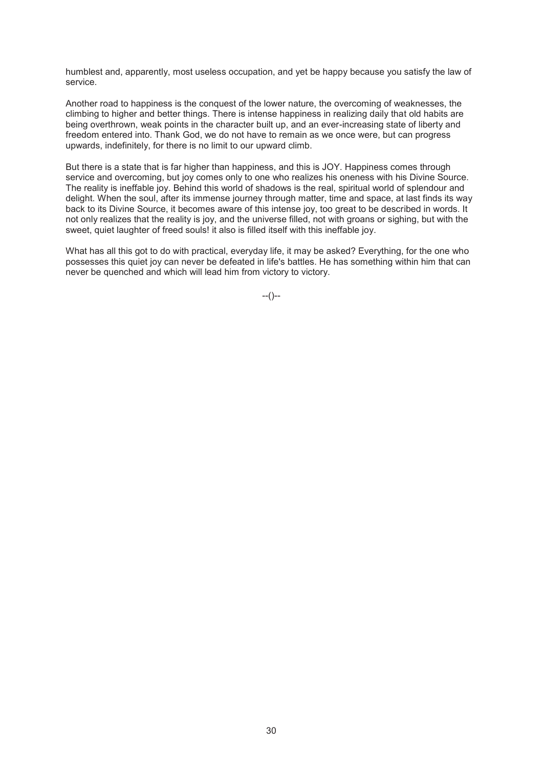humblest and, apparently, most useless occupation, and yet be happy because you satisfy the law of service.

Another road to happiness is the conquest of the lower nature, the overcoming of weaknesses, the climbing to higher and better things. There is intense happiness in realizing daily that old habits are being overthrown, weak points in the character built up, and an ever-increasing state of liberty and freedom entered into. Thank God, we do not have to remain as we once were, but can progress upwards, indefinitely, for there is no limit to our upward climb.

But there is a state that is far higher than happiness, and this is JOY. Happiness comes through service and overcoming, but joy comes only to one who realizes his oneness with his Divine Source. The reality is ineffable joy. Behind this world of shadows is the real, spiritual world of splendour and delight. When the soul, after its immense journey through matter, time and space, at last finds its way back to its Divine Source, it becomes aware of this intense joy, too great to be described in words. It not only realizes that the reality is joy, and the universe filled, not with groans or sighing, but with the sweet, quiet laughter of freed souls! it also is filled itself with this ineffable joy.

What has all this got to do with practical, everyday life, it may be asked? Everything, for the one who possesses this quiet joy can never be defeated in life's battles. He has something within him that can never be quenched and which will lead him from victory to victory.

--()--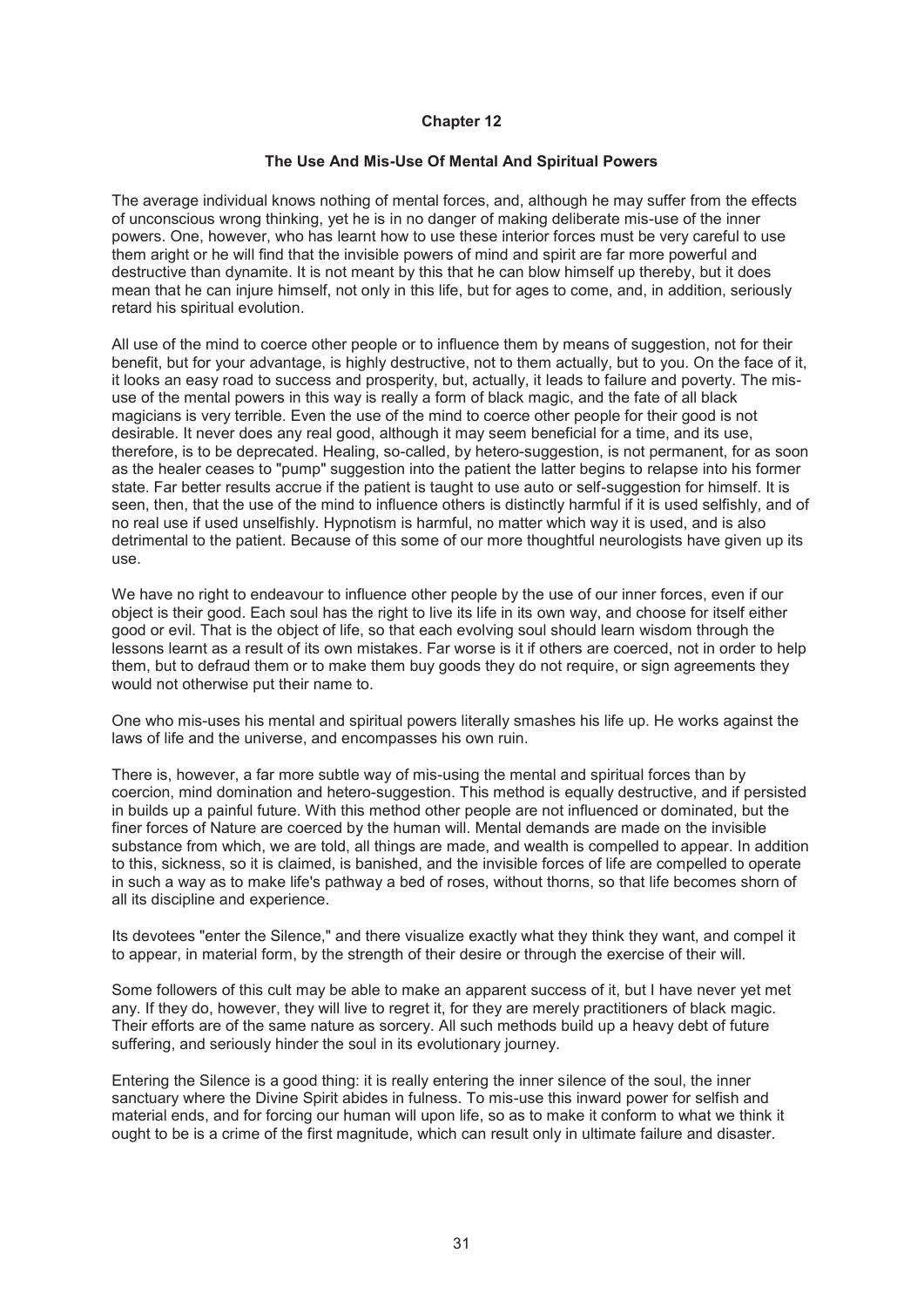## Chapter 12

### The Use And Mis-Use Of Mental And Spiritual Powers

The average individual knows nothing of mental forces, and, although he may suffer from the effects of unconscious wrong thinking, yet he is in no danger of making deliberate mis-use of the inner powers. One, however, who has learnt how to use these interior forces must be very careful to use them aright or he will find that the invisible powers of mind and spirit are far more powerful and destructive than dynamite. It is not meant by this that he can blow himself up thereby, but it does mean that he can injure himself, not only in this life, but for ages to come, and, in addition, seriously retard his spiritual evolution.

All use of the mind to coerce other people or to influence them by means of suggestion, not for their benefit, but for your advantage, is highly destructive, not to them actually, but to you. On the face of it, it looks an easy road to success and prosperity, but, actually, it leads to failure and poverty. The mis-use of the mental powers in this way is really a form of black magic, and the fate of all black magicians is very terrible. Even the use of the mind to coerce other people for their good is not desirable. It never does any real good, although it may seem beneficial for a time, and its use, therefore, is to be deprecated. Healing, so-called, by hetero-suggestion, is not permanent, for as soon as the healer ceases to "pump" suggestion into the patient the latter begins to relapse into his former state. Far better results accrue if the patient is taught to use auto or self-suggestion for himself. It is seen, then, that the use of the mind to influence others is distinctly harmful if it is used selfishly, and of no real use if used unselfishly. Hypnotism is harmful, no matter which way it is used, and is also detrimental to the patient. Because of this some of our more thoughtful neurologists have given up its use.

We have no right to endeavour to influence other people by the use of our inner forces, even if our object is their good. Each soul has the right to live its life in its own way, and choose for itself either good or evil. That is the object of life, so that each evolving soul should learn wisdom through the lessons learnt as a result of its own mistakes. Far worse is it if others are coerced, not in order to help them, but to defraud them or to make them buy goods they do not require, or sign agreements they would not otherwise put their name to.

One who mis-uses his mental and spiritual powers literally smashes his life up. He works against the laws of life and the universe, and encompasses his own ruin.

There is, however, a far more subtle way of mis-using the mental and spiritual forces than by coercion, mind domination and hetero-suggestion. This method is equally destructive, and if persisted in builds up a painful future. With this method other people are not influenced or dominated, but the finer forces of Nature are coerced by the human will. Mental demands are made on the invisible substance from which, we are told, all things are made, and wealth is compelled to appear. In addition to this, sickness, so it is claimed, is banished, and the invisible forces of life are compelled to operate in such a way as to make life's pathway a bed of roses, without thorns, so that life becomes shorn of all its discipline and experience.

Its devotees "enter the Silence," and there visualize exactly what they think they want, and compel it to appear, in material form, by the strength of their desire or through the exercise of their will.

Some followers of this cult may be able to make an apparent success of it, but I have never yet met any. If they do, however, they will live to regret it, for they are merely practitioners of black magic. Their efforts are of the same nature as sorcery. All such methods build up a heavy debt of future suffering, and seriously hinder the soul in its evolutionary journey.

Entering the Silence is a good thing: it is really entering the inner silence of the soul, the inner sanctuary where the Divine Spirit abides in fulness. To mis-use this inward power for selfish and material ends, and for forcing our human will upon life, so as to make it conform to what we think it ought to be is a crime of the first magnitude, which can result only in ultimate failure and disaster.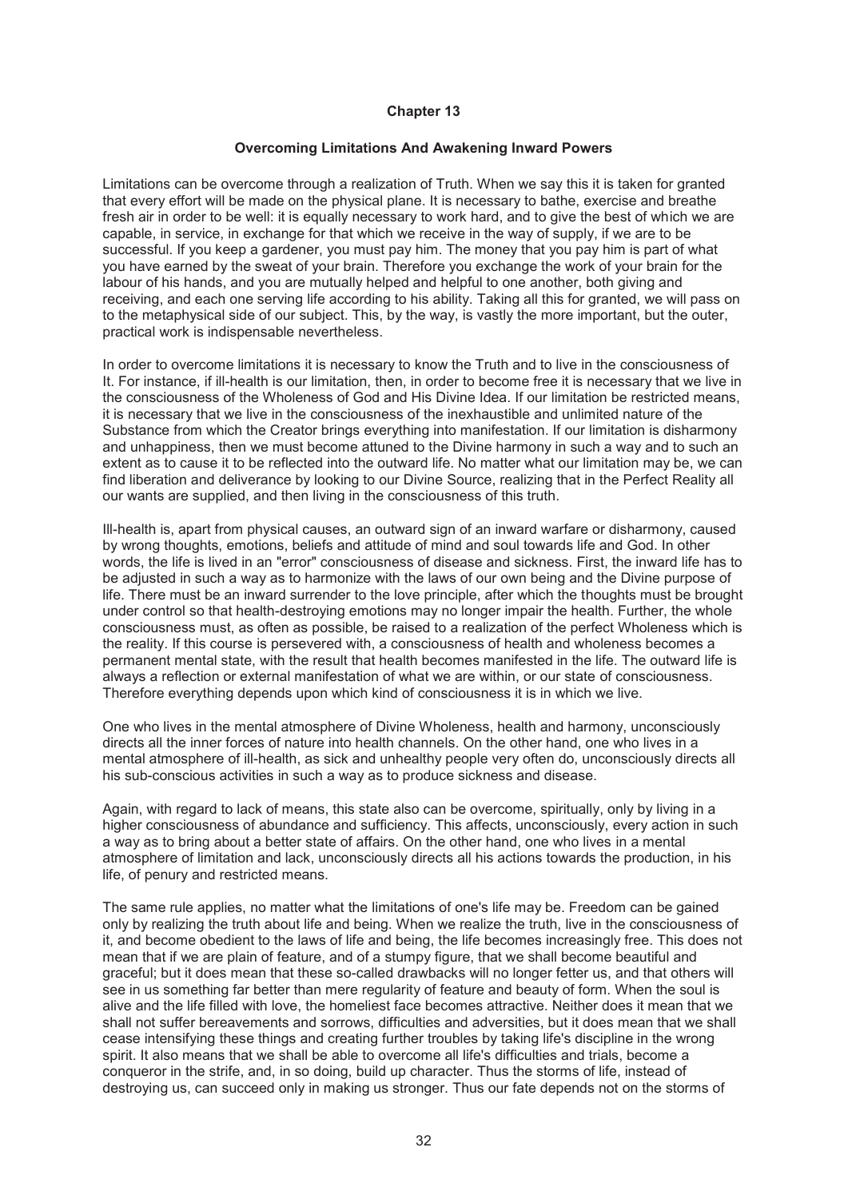# Chapter 13

## Overcoming Limitations And Awakening Inward Powers

Limitations can be overcome through a realization of Truth. When we say this it is taken for granted that every effort will be made on the physical plane. It is necessary to bathe, exercise and breathe fresh air in order to be well: it is equally necessary to work hard, and to give the best of which we are capable, in service, in exchange for that which we receive in the way of supply, if we are to be successful. If you keep a gardener, you must pay him. The money that you pay him is part of what you have earned by the sweat of your brain. Therefore you exchange the work of your brain for the labour of his hands, and you are mutually helped and helpful to one another, both giving and receiving, and each one serving life according to his ability. Taking all this for granted, we will pass on to the metaphysical side of our subject. This, by the way, is vastly the more important, but the outer, practical work is indispensable nevertheless.

In order to overcome limitations it is necessary to know the Truth and to live in the consciousness of It. For instance, if ill-health is our limitation, then, in order to become free it is necessary that we live in the consciousness of the Wholeness of God and His Divine Idea. If our limitation be restricted means, it is necessary that we live in the consciousness of the inexhaustible and unlimited nature of the Substance from which the Creator brings everything into manifestation. If our limitation is disharmony and unhappiness, then we must become attuned to the Divine harmony in such a way and to such an extent as to cause it to be reflected into the outward life. No matter what our limitation may be, we can find liberation and deliverance by looking to our Divine Source, realizing that in the Perfect Reality all our wants are supplied, and then living in the consciousness of this truth.

Ill-health is, apart from physical causes, an outward sign of an inward warfare or disharmony, caused by wrong thoughts, emotions, beliefs and attitude of mind and soul towards life and God. In other words, the life is lived in an "error" consciousness of disease and sickness. First, the inward life has to be adjusted in such a way as to harmonize with the laws of our own being and the Divine purpose of life. There must be an inward surrender to the love principle, after which the thoughts must be brought under control so that health-destroying emotions may no longer impair the health. Further, the whole consciousness must, as often as possible, be raised to a realization of the perfect Wholeness which is the reality. If this course is persevered with, a consciousness of health and wholeness becomes a permanent mental state, with the result that health becomes manifested in the life. The outward life is always a reflection or external manifestation of what we are within, or our state of consciousness. Therefore everything depends upon which kind of consciousness it is in which we live.

One who lives in the mental atmosphere of Divine Wholeness, health and harmony, unconsciously directs all the inner forces of nature into health channels. On the other hand, one who lives in a mental atmosphere of ill-health, as sick and unhealthy people very often do, unconsciously directs all his sub-conscious activities in such a way as to produce sickness and disease.

Again, with regard to lack of means, this state also can be overcome, spiritually, only by living in a higher consciousness of abundance and sufficiency. This affects, unconsciously, every action in such a way as to bring about a better state of affairs. On the other hand, one who lives in a mental atmosphere of limitation and lack, unconsciously directs all his actions towards the production, in his life, of penury and restricted means.

The same rule applies, no matter what the limitations of one's life may be. Freedom can be gained only by realizing the truth about life and being. When we realize the truth, live in the consciousness of it, and become obedient to the laws of life and being, the life becomes increasingly free. This does not mean that if we are plain of feature, and of a stumpy figure, that we shall become beautiful and graceful; but it does mean that these so-called drawbacks will no longer fetter us, and that others will see in us something far better than mere regularity of feature and beauty of form. When the soul is alive and the life filled with love, the homeliest face becomes attractive. Neither does it mean that we shall not suffer bereavements and sorrows, difficulties and adversities, but it does mean that we shall cease intensifying these things and creating further troubles by taking life's discipline in the wrong spirit. It also means that we shall be able to overcome all life's difficulties and trials, become a conqueror in the strife, and, in so doing, build up character. Thus the storms of life, instead of destroying us, can succeed only in making us stronger. Thus our fate depends not on the storms of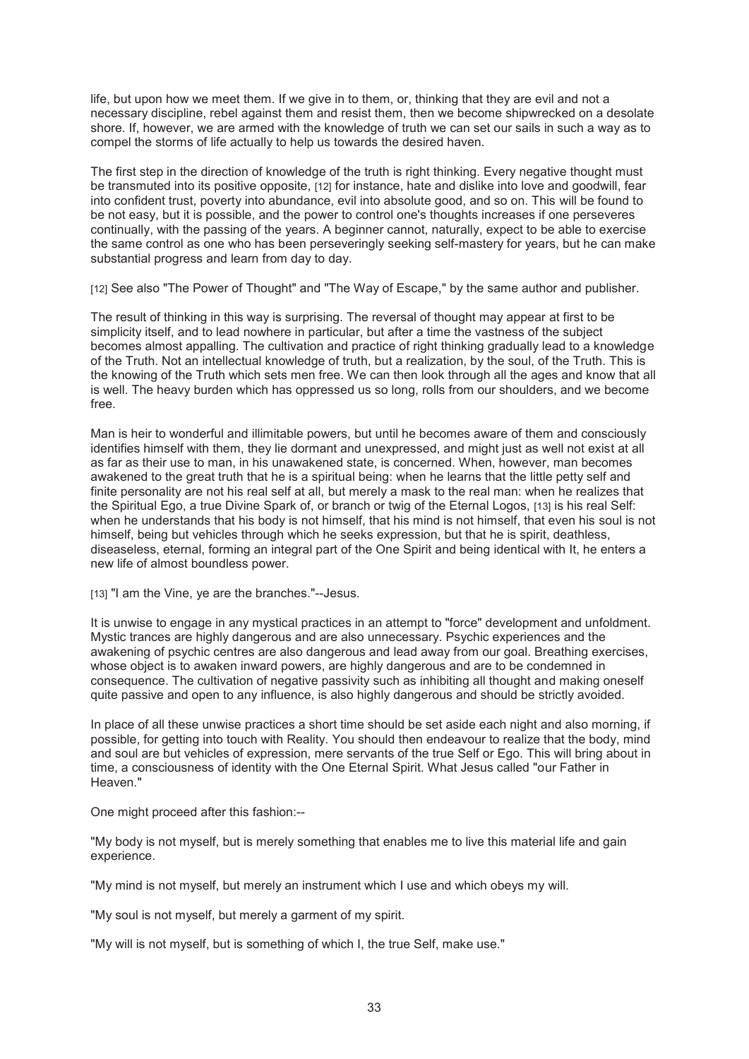life, but upon how we meet them. If we give in to them, or, thinking that they are evil and not a necessary discipline, rebel against them and resist them, then we become shipwrecked on a desolate shore. If, however, we are armed with the knowledge of truth we can set our sails in such a way as to compel the storms of life actually to help us towards the desired haven.

The first step in the direction of knowledge of the truth is right thinking. Every negative thought must be transmuted into its positive opposite, [12] for instance, hate and dislike into love and goodwill, fear into confident trust, poverty into abundance, evil into absolute good, and so on. This will be found to be not easy, but it is possible, and the power to control one's thoughts increases if one perseveres continually, with the passing of the years. A beginner cannot, naturally, expect to be able to exercise the same control as one who has been perseveringly seeking self-mastery for years, but he can make substantial progress and learn from day to day.

[12] See also "The Power of Thought" and "The Way of Escape," by the same author and publisher.

The result of thinking in this way is surprising. The reversal of thought may appear at first to be simplicity itself, and to lead nowhere in particular, but after a time the vastness of the subject becomes almost appalling. The cultivation and practice of right thinking gradually lead to a knowledge of the Truth. Not an intellectual knowledge of truth, but a realization, by the soul, of the Truth. This is the knowing of the Truth which sets men free. We can then look through all the ages and know that all is well. The heavy burden which has oppressed us so long, rolls from our shoulders, and we become free.

Man is heir to wonderful and illimitable powers, but until he becomes aware of them and consciously identifies himself with them, they lie dormant and unexpressed, and might just as well not exist at all as far as their use to man, in his unawakened state, is concerned. When, however, man becomes awakened to the great truth that he is a spiritual being: when he learns that the little petty self and finite personality are not his real self at all, but merely a mask to the real man: when he realizes that the Spiritual Ego, a true Divine Spark of, or branch or twig of the Eternal Logos, [13] is his real Self: when he understands that his body is not himself, that his mind is not himself, that even his soul is not himself, being but vehicles through which he seeks expression, but that he is spirit, deathless, diseaseless, eternal, forming an integral part of the One Spirit and being identical with It, he enters a new life of almost boundless power.

[13] "I am the Vine, ye are the branches."--Jesus.

It is unwise to engage in any mystical practices in an attempt to "force" development and unfoldment. Mystic trances are highly dangerous and are also unnecessary. Psychic experiences and the awakening of psychic centres are also dangerous and lead away from our goal. Breathing exercises, whose object is to awaken inward powers, are highly dangerous and are to be condemned in consequence. The cultivation of negative passivity such as inhibiting all thought and making oneself quite passive and open to any influence, is also highly dangerous and should be strictly avoided.

In place of all these unwise practices a short time should be set aside each night and also morning, if possible, for getting into touch with Reality. You should then endeavour to realize that the body, mind and soul are but vehicles of expression, mere servants of the true Self or Ego. This will bring about in time, a consciousness of identity with the One Eternal Spirit. What Jesus called "our Father in Heaven."

One might proceed after this fashion:--

"My body is not myself, but is merely something that enables me to live this material life and gain experience.

"My mind is not myself, but merely an instrument which I use and which obeys my will.

"My soul is not myself, but merely a garment of my spirit.

"My will is not myself, but is something of which I, the true Self, make use."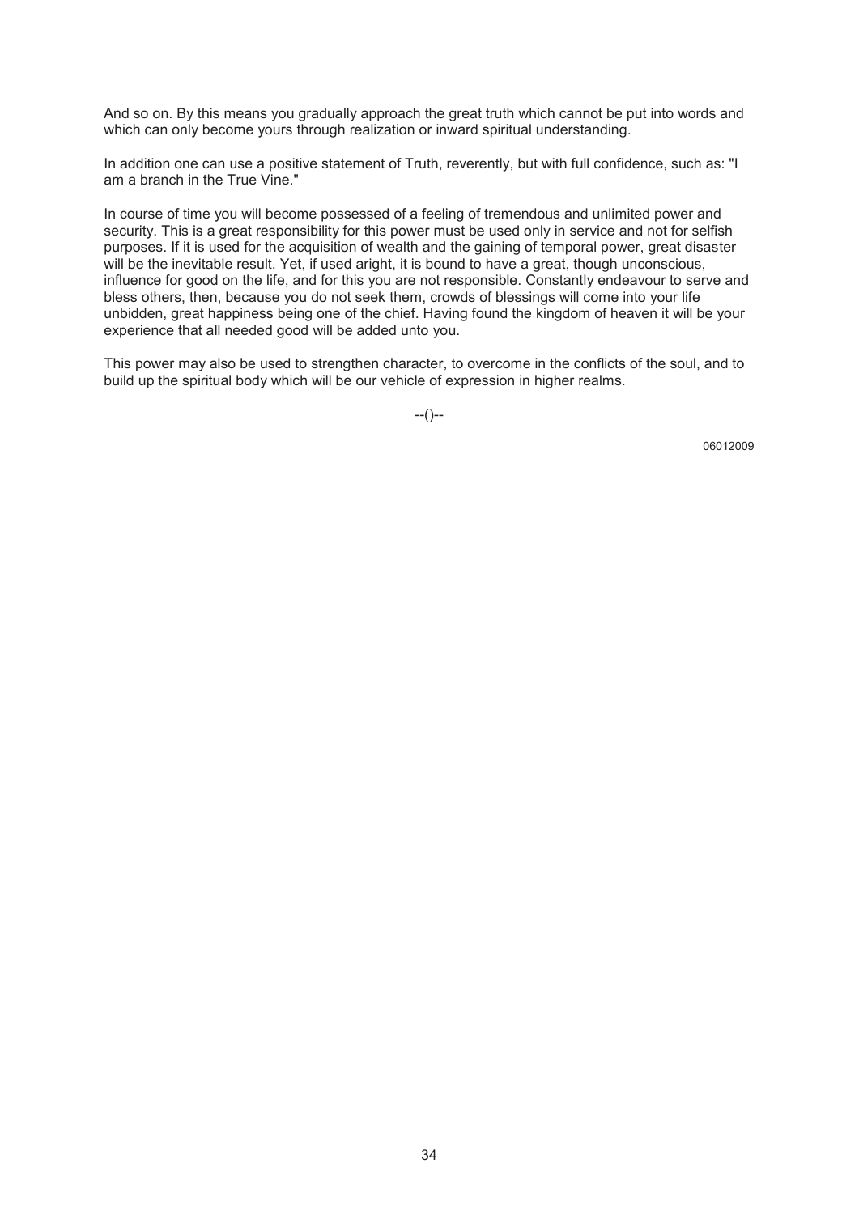And so on. By this means you gradually approach the great truth which cannot be put into words and which can only become yours through realization or inward spiritual understanding.

In addition one can use a positive statement of Truth, reverently, but with full confidence, such as: "I am a branch in the True Vine."

In course of time you will become possessed of a feeling of tremendous and unlimited power and security. This is a great responsibility for this power must be used only in service and not for selfish purposes. If it is used for the acquisition of wealth and the gaining of temporal power, great disaster will be the inevitable result. Yet, if used aright, it is bound to have a great, though unconscious, influence for good on the life, and for this you are not responsible. Constantly endeavour to serve and bless others, then, because you do not seek them, crowds of blessings will come into your life unbidden, great happiness being one of the chief. Having found the kingdom of heaven it will be your experience that all needed good will be added unto you.

This power may also be used to strengthen character, to overcome in the conflicts of the soul, and to build up the spiritual body which will be our vehicle of expression in higher realms.

--()--

06012009